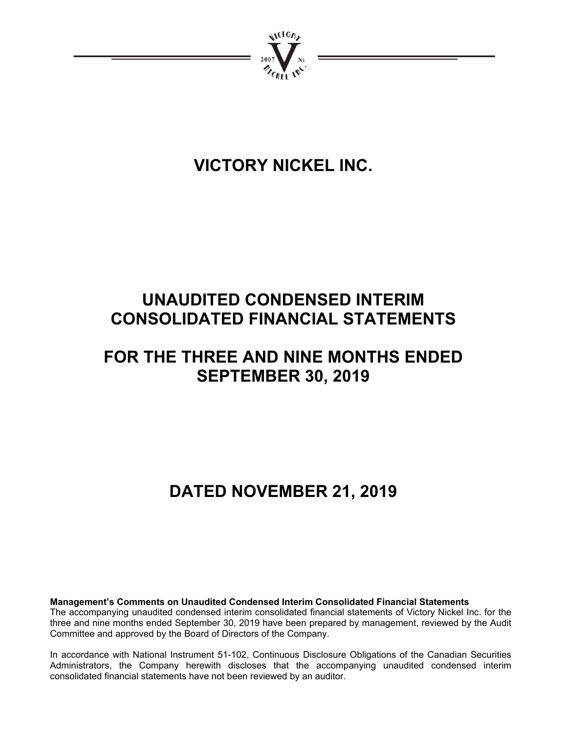# VICTORY NICKEL INC.

# UNAUDITED CONDENSED INTERIM CONSOLIDATED FINANCIAL STATEMENTS

# FOR THE THREE AND NINE MONTHS ENDED SEPTEMBER 30, 2019

# DATED NOVEMBER 21, 2019

**Management's Comments on Unaudited Condensed Interim Consolidated Financial Statements**

The accompanying unaudited condensed interim consolidated financial statements of Victory Nickel Inc. for the three and nine months ended September 30, 2019 have been prepared by management, reviewed by the Audit Committee and approved by the Board of Directors of the Company.

In accordance with National Instrument 51-102, Continuous Disclosure Obligations of the Canadian Securities Administrators, the Company herewith discloses that the accompanying unaudited condensed interim consolidated financial statements have not been reviewed by an auditor.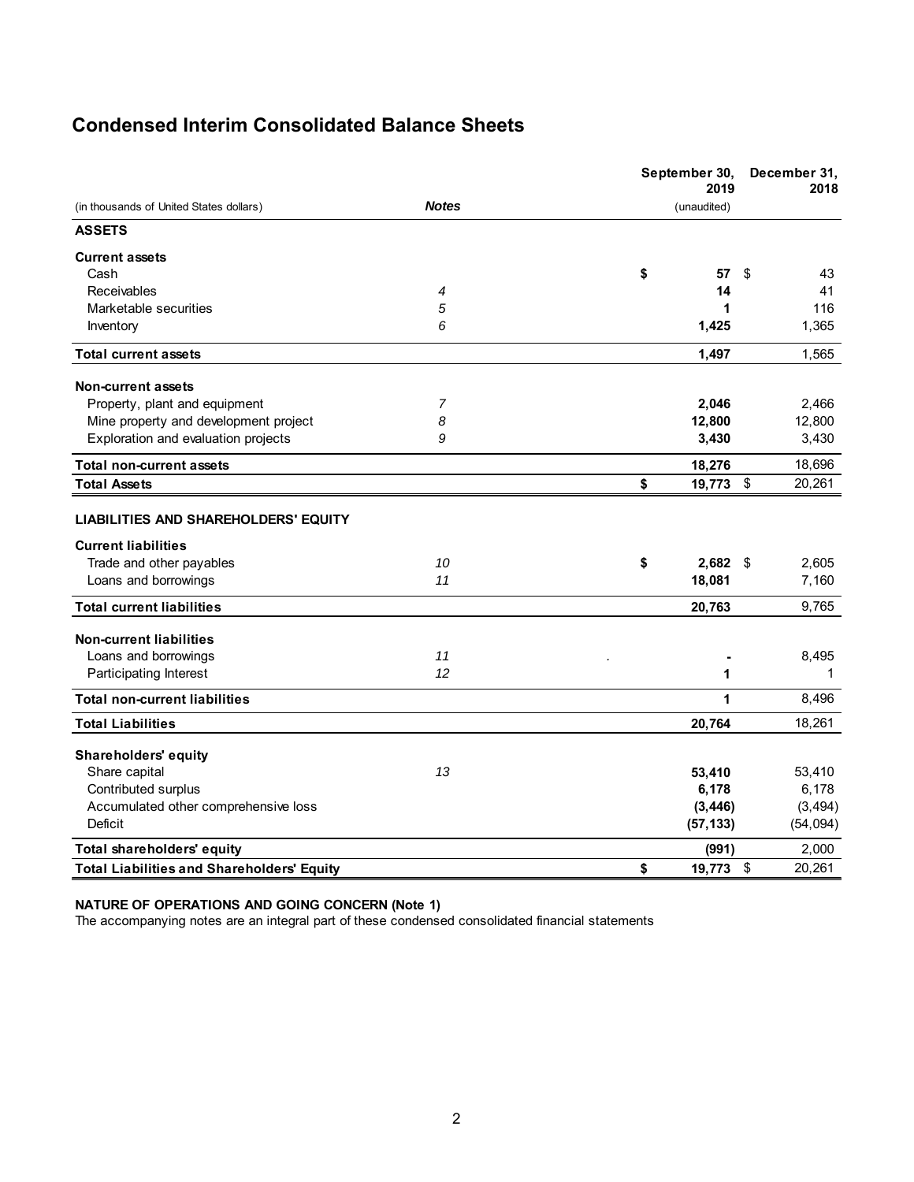# Condensed Interim Consolidated Balance Sheets

| (in thousands of United States dollars) | *Notes* | September 30, 2019 (unaudited) | December 31, 2018 |
|---|---|---|---|
| **ASSETS** | | | |
| **Current assets** | | | |
| Cash | | **$ 57** | $ 43 |
| Receivables | *4* | **14** | 41 |
| Marketable securities | *5* | **1** | 116 |
| Inventory | *6* | **1,425** | 1,365 |
| **Total current assets** | | **1,497** | 1,565 |
| **Non-current assets** | | | |
| Property, plant and equipment | *7* | **2,046** | 2,466 |
| Mine property and development project | *8* | **12,800** | 12,800 |
| Exploration and evaluation projects | *9* | **3,430** | 3,430 |
| **Total non-current assets** | | **18,276** | 18,696 |
| **Total Assets** | | **$ 19,773** | $ 20,261 |
| **LIABILITIES AND SHAREHOLDERS' EQUITY** | | | |
| **Current liabilities** | | | |
| Trade and other payables | *10* | **$ 2,682** | $ 2,605 |
| Loans and borrowings | *11* | **18,081** | 7,160 |
| **Total current liabilities** | | **20,763** | 9,765 |
| **Non-current liabilities** | | | |
| Loans and borrowings | *11* | **-** | 8,495 |
| Participating Interest | *12* | **1** | 1 |
| **Total non-current liabilities** | | **1** | 8,496 |
| **Total Liabilities** | | **20,764** | 18,261 |
| **Shareholders' equity** | | | |
| Share capital | *13* | **53,410** | 53,410 |
| Contributed surplus | | **6,178** | 6,178 |
| Accumulated other comprehensive loss | | **(3,446)** | (3,494) |
| Deficit | | **(57,133)** | (54,094) |
| **Total shareholders' equity** | | **(991)** | 2,000 |
| **Total Liabilities and Shareholders' Equity** | | **$ 19,773** | $ 20,261 |

**NATURE OF OPERATIONS AND GOING CONCERN (Note 1)**

The accompanying notes are an integral part of these condensed consolidated financial statements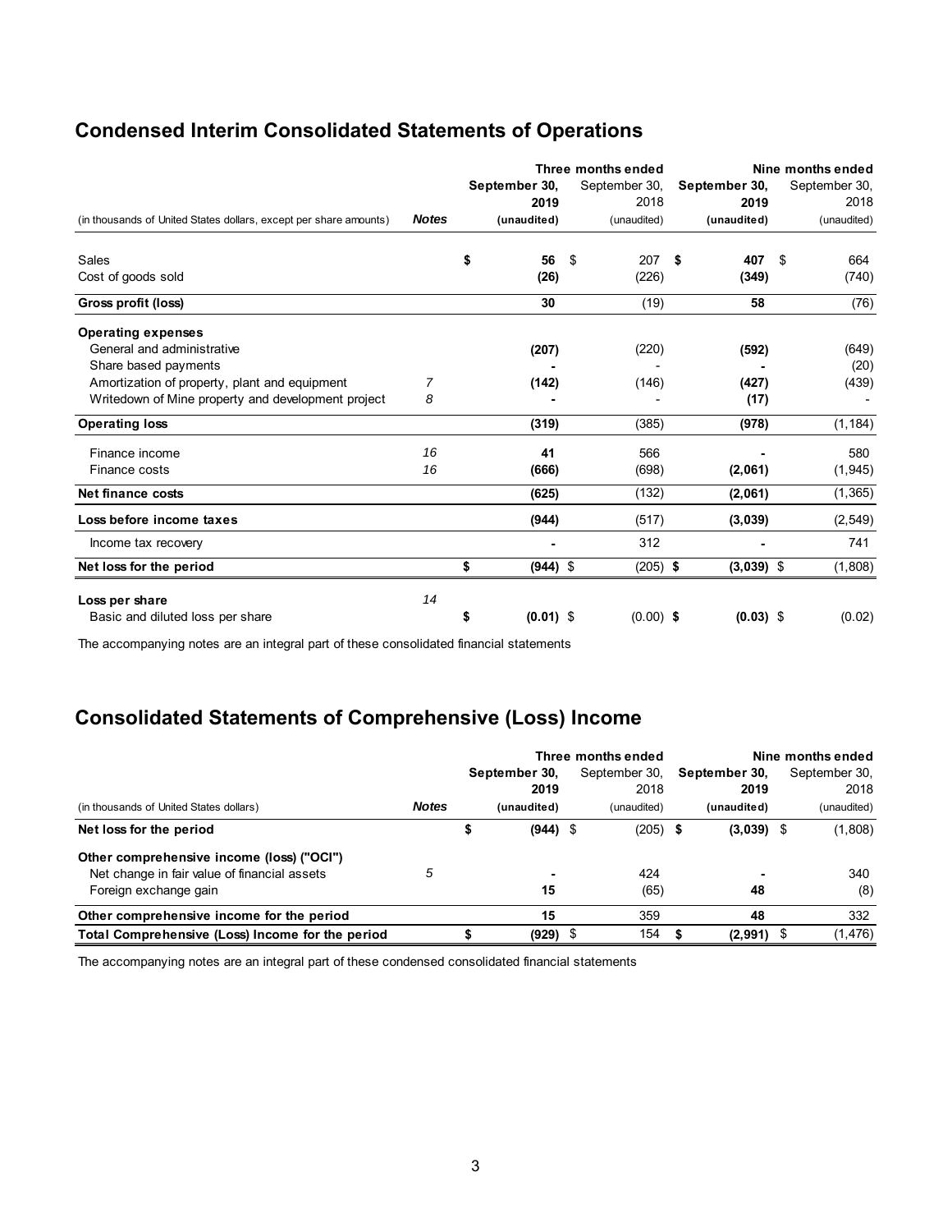## Condensed Interim Consolidated Statements of Operations

| (in thousands of United States dollars, except per share amounts) | Notes | Three months ended September 30, 2019 (unaudited) | Three months ended September 30, 2018 (unaudited) | Nine months ended September 30, 2019 (unaudited) | Nine months ended September 30, 2018 (unaudited) |
|---|---|---|---|---|---|
| Sales | | $ **56** | $ 207 | $ **407** | $ 664 |
| Cost of goods sold | | **(26)** | (226) | **(349)** | (740) |
| **Gross profit (loss)** | | **30** | (19) | **58** | (76) |
| **Operating expenses** | | | | | |
| General and administrative | | **(207)** | (220) | **(592)** | (649) |
| Share based payments | | **-** | - | **-** | (20) |
| Amortization of property, plant and equipment | 7 | **(142)** | (146) | **(427)** | (439) |
| Writedown of Mine property and development project | 8 | **-** | - | **(17)** | - |
| **Operating loss** | | **(319)** | (385) | **(978)** | (1,184) |
| Finance income | 16 | **41** | 566 | **-** | 580 |
| Finance costs | 16 | **(666)** | (698) | **(2,061)** | (1,945) |
| **Net finance costs** | | **(625)** | (132) | **(2,061)** | (1,365) |
| **Loss before income taxes** | | **(944)** | (517) | **(3,039)** | (2,549) |
| Income tax recovery | | **-** | 312 | **-** | 741 |
| **Net loss for the period** | | $ **(944)** | $ (205) | $ **(3,039)** | $ (1,808) |
| **Loss per share** | 14 | | | | |
| Basic and diluted loss per share | | $ **(0.01)** | $ (0.00) | $ **(0.03)** | $ (0.02) |

The accompanying notes are an integral part of these consolidated financial statements

## Consolidated Statements of Comprehensive (Loss) Income

| (in thousands of United States dollars) | Notes | Three months ended September 30, 2019 (unaudited) | Three months ended September 30, 2018 (unaudited) | Nine months ended September 30, 2019 (unaudited) | Nine months ended September 30, 2018 (unaudited) |
|---|---|---|---|---|---|
| **Net loss for the period** | | $ **(944)** | $ (205) | $ **(3,039)** | $ (1,808) |
| **Other comprehensive income (loss) ("OCI")** | | | | | |
| Net change in fair value of financial assets | 5 | **-** | 424 | **-** | 340 |
| Foreign exchange gain | | **15** | (65) | **48** | (8) |
| **Other comprehensive income for the period** | | **15** | 359 | **48** | 332 |
| **Total Comprehensive (Loss) Income for the period** | | $ **(929)** | $ 154 | $ **(2,991)** | $ (1,476) |

The accompanying notes are an integral part of these condensed consolidated financial statements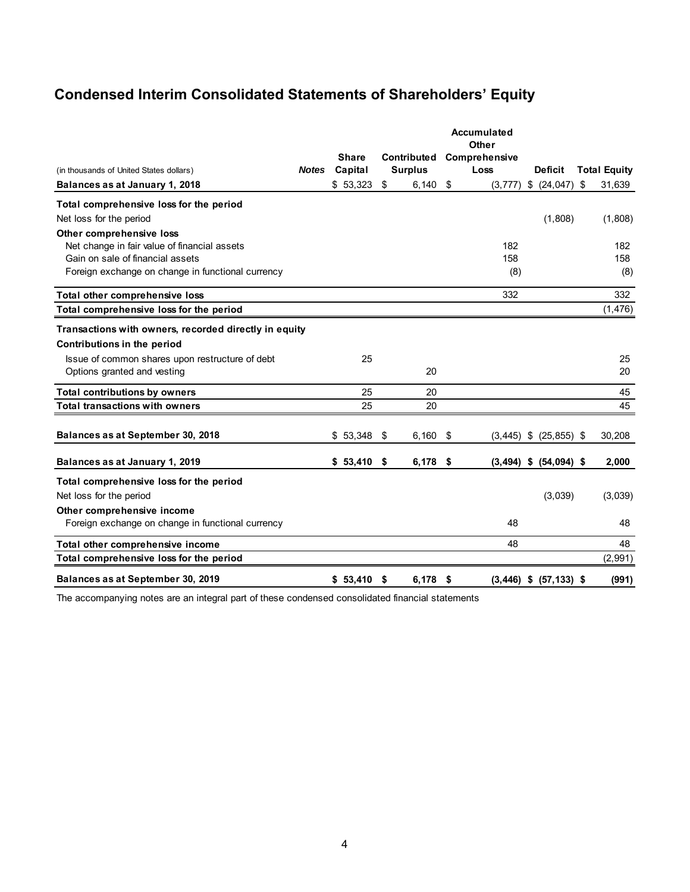# Condensed Interim Consolidated Statements of Shareholders' Equity

| (in thousands of United States dollars) | *Notes* | Share Capital | Contributed Surplus | Accumulated Other Comprehensive Loss | Deficit | Total Equity |
|---|---|---|---|---|---|---|
| **Balances as at January 1, 2018** | | $ 53,323 | $ 6,140 | $ (3,777) | $ (24,047) | $ 31,639 |
| **Total comprehensive loss for the period** | | | | | | |
| Net loss for the period | | | | | (1,808) | (1,808) |
| **Other comprehensive loss** | | | | | | |
| Net change in fair value of financial assets | | | | 182 | | 182 |
| Gain on sale of financial assets | | | | 158 | | 158 |
| Foreign exchange on change in functional currency | | | | (8) | | (8) |
| **Total other comprehensive loss** | | | | 332 | | 332 |
| **Total comprehensive loss for the period** | | | | | | (1,476) |
| **Transactions with owners, recorded directly in equity** | | | | | | |
| **Contributions in the period** | | | | | | |
| Issue of common shares upon restructure of debt | | 25 | | | | 25 |
| Options granted and vesting | | | 20 | | | 20 |
| **Total contributions by owners** | | 25 | 20 | | | 45 |
| **Total transactions with owners** | | 25 | 20 | | | 45 |
| **Balances as at September 30, 2018** | | $ 53,348 | $ 6,160 | $ (3,445) | $ (25,855) | $ 30,208 |
| **Balances as at January 1, 2019** | | **$ 53,410** | **$ 6,178** | **$ (3,494)** | **$ (54,094)** | **$ 2,000** |
| **Total comprehensive loss for the period** | | | | | | |
| Net loss for the period | | | | | (3,039) | (3,039) |
| **Other comprehensive income** | | | | | | |
| Foreign exchange on change in functional currency | | | | 48 | | 48 |
| **Total other comprehensive income** | | | | 48 | | 48 |
| **Total comprehensive loss for the period** | | | | | | (2,991) |
| **Balances as at September 30, 2019** | | **$ 53,410** | **$ 6,178** | **$ (3,446)** | **$ (57,133)** | **$ (991)** |

The accompanying notes are an integral part of these condensed consolidated financial statements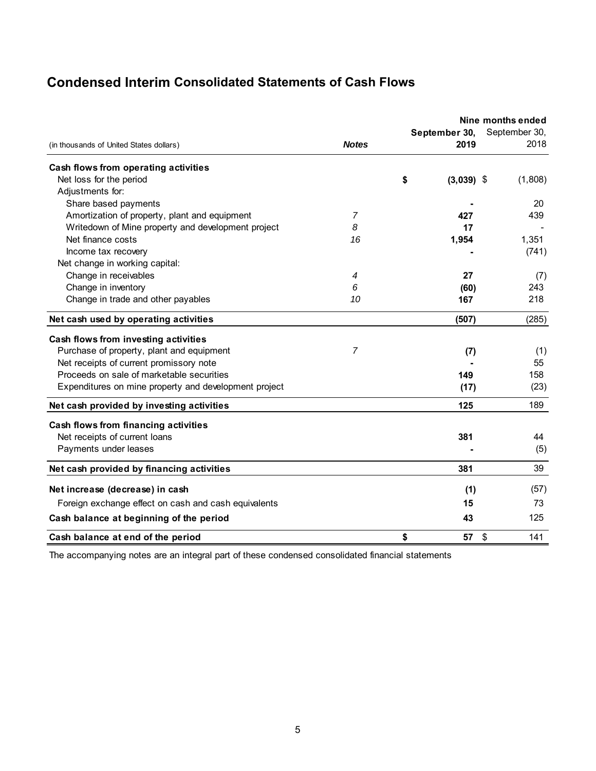# Condensed Interim Consolidated Statements of Cash Flows

| (in thousands of United States dollars) | *Notes* | Nine months ended September 30, 2019 | September 30, 2018 |
|---|---|---|---|
| **Cash flows from operating activities** | | | |
| Net loss for the period | | **$ (3,039)** | $ (1,808) |
| Adjustments for: | | | |
| Share based payments | | **-** | 20 |
| Amortization of property, plant and equipment | *7* | **427** | 439 |
| Writedown of Mine property and development project | *8* | **17** | - |
| Net finance costs | *16* | **1,954** | 1,351 |
| Income tax recovery | | **-** | (741) |
| Net change in working capital: | | | |
| Change in receivables | *4* | **27** | (7) |
| Change in inventory | *6* | **(60)** | 243 |
| Change in trade and other payables | *10* | **167** | 218 |
| **Net cash used by operating activities** | | **(507)** | (285) |
| **Cash flows from investing activities** | | | |
| Purchase of property, plant and equipment | *7* | **(7)** | (1) |
| Net receipts of current promissory note | | **-** | 55 |
| Proceeds on sale of marketable securities | | **149** | 158 |
| Expenditures on mine property and development project | | **(17)** | (23) |
| **Net cash provided by investing activities** | | **125** | 189 |
| **Cash flows from financing activities** | | | |
| Net receipts of current loans | | **381** | 44 |
| Payments under leases | | **-** | (5) |
| **Net cash provided by financing activities** | | **381** | 39 |
| **Net increase (decrease) in cash** | | **(1)** | (57) |
| Foreign exchange effect on cash and cash equivalents | | **15** | 73 |
| **Cash balance at beginning of the period** | | **43** | 125 |
| **Cash balance at end of the period** | | **$ 57** | $ 141 |

The accompanying notes are an integral part of these condensed consolidated financial statements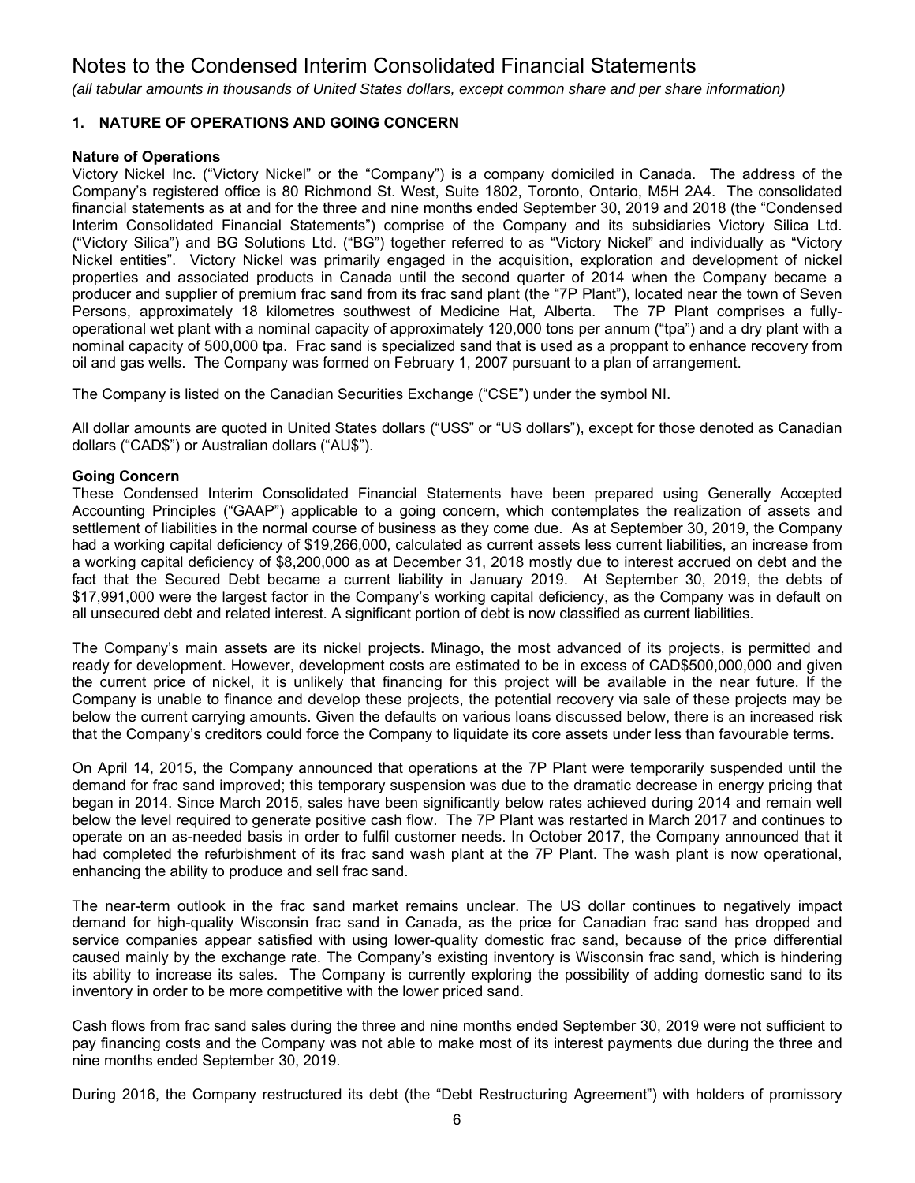# Notes to the Condensed Interim Consolidated Financial Statements

*(all tabular amounts in thousands of United States dollars, except common share and per share information)*

## 1. NATURE OF OPERATIONS AND GOING CONCERN

### Nature of Operations

Victory Nickel Inc. ("Victory Nickel" or the "Company") is a company domiciled in Canada. The address of the Company's registered office is 80 Richmond St. West, Suite 1802, Toronto, Ontario, M5H 2A4. The consolidated financial statements as at and for the three and nine months ended September 30, 2019 and 2018 (the "Condensed Interim Consolidated Financial Statements") comprise of the Company and its subsidiaries Victory Silica Ltd. ("Victory Silica") and BG Solutions Ltd. ("BG") together referred to as "Victory Nickel" and individually as "Victory Nickel entities". Victory Nickel was primarily engaged in the acquisition, exploration and development of nickel properties and associated products in Canada until the second quarter of 2014 when the Company became a producer and supplier of premium frac sand from its frac sand plant (the "7P Plant"), located near the town of Seven Persons, approximately 18 kilometres southwest of Medicine Hat, Alberta. The 7P Plant comprises a fully-operational wet plant with a nominal capacity of approximately 120,000 tons per annum ("tpa") and a dry plant with a nominal capacity of 500,000 tpa. Frac sand is specialized sand that is used as a proppant to enhance recovery from oil and gas wells. The Company was formed on February 1, 2007 pursuant to a plan of arrangement.

The Company is listed on the Canadian Securities Exchange ("CSE") under the symbol NI.

All dollar amounts are quoted in United States dollars ("US$" or "US dollars"), except for those denoted as Canadian dollars ("CAD$") or Australian dollars ("AU$").

### Going Concern

These Condensed Interim Consolidated Financial Statements have been prepared using Generally Accepted Accounting Principles ("GAAP") applicable to a going concern, which contemplates the realization of assets and settlement of liabilities in the normal course of business as they come due. As at September 30, 2019, the Company had a working capital deficiency of $19,266,000, calculated as current assets less current liabilities, an increase from a working capital deficiency of $8,200,000 as at December 31, 2018 mostly due to interest accrued on debt and the fact that the Secured Debt became a current liability in January 2019. At September 30, 2019, the debts of $17,991,000 were the largest factor in the Company's working capital deficiency, as the Company was in default on all unsecured debt and related interest. A significant portion of debt is now classified as current liabilities.

The Company's main assets are its nickel projects. Minago, the most advanced of its projects, is permitted and ready for development. However, development costs are estimated to be in excess of CAD$500,000,000 and given the current price of nickel, it is unlikely that financing for this project will be available in the near future. If the Company is unable to finance and develop these projects, the potential recovery via sale of these projects may be below the current carrying amounts. Given the defaults on various loans discussed below, there is an increased risk that the Company's creditors could force the Company to liquidate its core assets under less than favourable terms.

On April 14, 2015, the Company announced that operations at the 7P Plant were temporarily suspended until the demand for frac sand improved; this temporary suspension was due to the dramatic decrease in energy pricing that began in 2014. Since March 2015, sales have been significantly below rates achieved during 2014 and remain well below the level required to generate positive cash flow. The 7P Plant was restarted in March 2017 and continues to operate on an as-needed basis in order to fulfil customer needs. In October 2017, the Company announced that it had completed the refurbishment of its frac sand wash plant at the 7P Plant. The wash plant is now operational, enhancing the ability to produce and sell frac sand.

The near-term outlook in the frac sand market remains unclear. The US dollar continues to negatively impact demand for high-quality Wisconsin frac sand in Canada, as the price for Canadian frac sand has dropped and service companies appear satisfied with using lower-quality domestic frac sand, because of the price differential caused mainly by the exchange rate. The Company's existing inventory is Wisconsin frac sand, which is hindering its ability to increase its sales. The Company is currently exploring the possibility of adding domestic sand to its inventory in order to be more competitive with the lower priced sand.

Cash flows from frac sand sales during the three and nine months ended September 30, 2019 were not sufficient to pay financing costs and the Company was not able to make most of its interest payments due during the three and nine months ended September 30, 2019.

During 2016, the Company restructured its debt (the "Debt Restructuring Agreement") with holders of promissory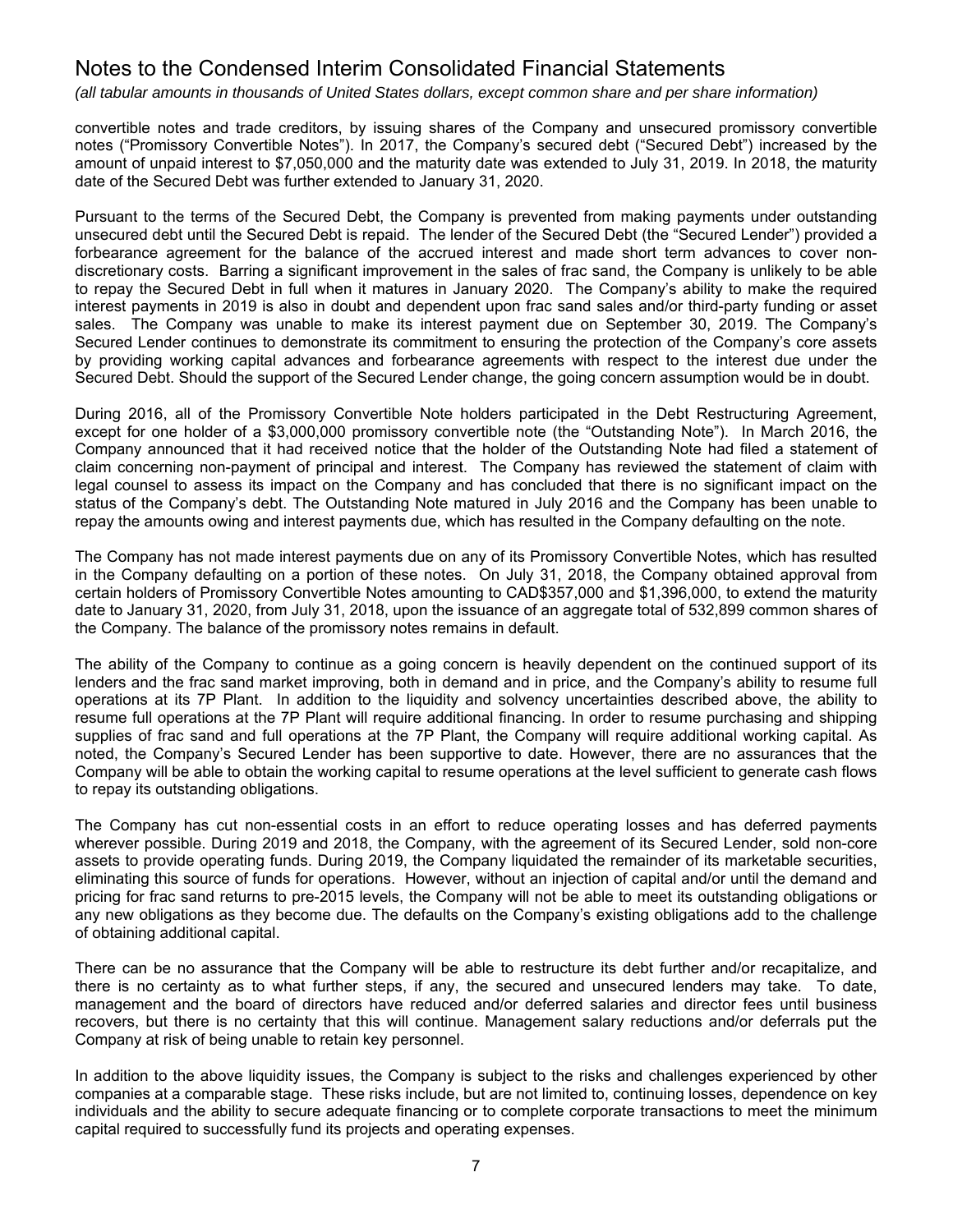convertible notes and trade creditors, by issuing shares of the Company and unsecured promissory convertible notes ("Promissory Convertible Notes"). In 2017, the Company's secured debt ("Secured Debt") increased by the amount of unpaid interest to $7,050,000 and the maturity date was extended to July 31, 2019. In 2018, the maturity date of the Secured Debt was further extended to January 31, 2020.

Pursuant to the terms of the Secured Debt, the Company is prevented from making payments under outstanding unsecured debt until the Secured Debt is repaid. The lender of the Secured Debt (the "Secured Lender") provided a forbearance agreement for the balance of the accrued interest and made short term advances to cover non-discretionary costs. Barring a significant improvement in the sales of frac sand, the Company is unlikely to be able to repay the Secured Debt in full when it matures in January 2020. The Company's ability to make the required interest payments in 2019 is also in doubt and dependent upon frac sand sales and/or third-party funding or asset sales. The Company was unable to make its interest payment due on September 30, 2019. The Company's Secured Lender continues to demonstrate its commitment to ensuring the protection of the Company's core assets by providing working capital advances and forbearance agreements with respect to the interest due under the Secured Debt. Should the support of the Secured Lender change, the going concern assumption would be in doubt.

During 2016, all of the Promissory Convertible Note holders participated in the Debt Restructuring Agreement, except for one holder of a $3,000,000 promissory convertible note (the "Outstanding Note"). In March 2016, the Company announced that it had received notice that the holder of the Outstanding Note had filed a statement of claim concerning non-payment of principal and interest. The Company has reviewed the statement of claim with legal counsel to assess its impact on the Company and has concluded that there is no significant impact on the status of the Company's debt. The Outstanding Note matured in July 2016 and the Company has been unable to repay the amounts owing and interest payments due, which has resulted in the Company defaulting on the note.

The Company has not made interest payments due on any of its Promissory Convertible Notes, which has resulted in the Company defaulting on a portion of these notes. On July 31, 2018, the Company obtained approval from certain holders of Promissory Convertible Notes amounting to CAD$357,000 and $1,396,000, to extend the maturity date to January 31, 2020, from July 31, 2018, upon the issuance of an aggregate total of 532,899 common shares of the Company. The balance of the promissory notes remains in default.

The ability of the Company to continue as a going concern is heavily dependent on the continued support of its lenders and the frac sand market improving, both in demand and in price, and the Company's ability to resume full operations at its 7P Plant. In addition to the liquidity and solvency uncertainties described above, the ability to resume full operations at the 7P Plant will require additional financing. In order to resume purchasing and shipping supplies of frac sand and full operations at the 7P Plant, the Company will require additional working capital. As noted, the Company's Secured Lender has been supportive to date. However, there are no assurances that the Company will be able to obtain the working capital to resume operations at the level sufficient to generate cash flows to repay its outstanding obligations.

The Company has cut non-essential costs in an effort to reduce operating losses and has deferred payments wherever possible. During 2019 and 2018, the Company, with the agreement of its Secured Lender, sold non-core assets to provide operating funds. During 2019, the Company liquidated the remainder of its marketable securities, eliminating this source of funds for operations. However, without an injection of capital and/or until the demand and pricing for frac sand returns to pre-2015 levels, the Company will not be able to meet its outstanding obligations or any new obligations as they become due. The defaults on the Company's existing obligations add to the challenge of obtaining additional capital.

There can be no assurance that the Company will be able to restructure its debt further and/or recapitalize, and there is no certainty as to what further steps, if any, the secured and unsecured lenders may take. To date, management and the board of directors have reduced and/or deferred salaries and director fees until business recovers, but there is no certainty that this will continue. Management salary reductions and/or deferrals put the Company at risk of being unable to retain key personnel.

In addition to the above liquidity issues, the Company is subject to the risks and challenges experienced by other companies at a comparable stage. These risks include, but are not limited to, continuing losses, dependence on key individuals and the ability to secure adequate financing or to complete corporate transactions to meet the minimum capital required to successfully fund its projects and operating expenses.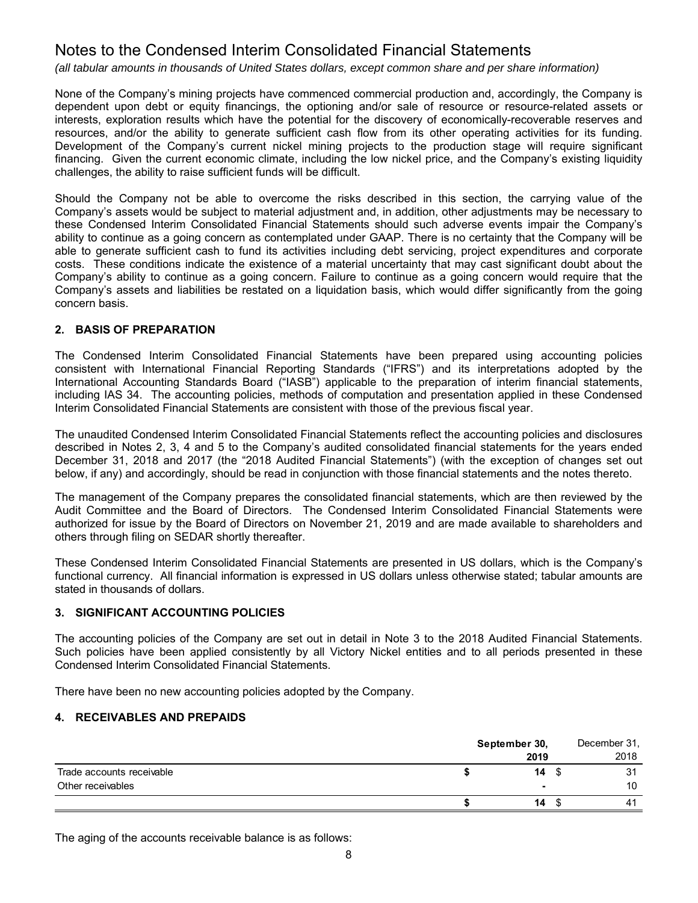None of the Company's mining projects have commenced commercial production and, accordingly, the Company is dependent upon debt or equity financings, the optioning and/or sale of resource or resource-related assets or interests, exploration results which have the potential for the discovery of economically-recoverable reserves and resources, and/or the ability to generate sufficient cash flow from its other operating activities for its funding. Development of the Company's current nickel mining projects to the production stage will require significant financing. Given the current economic climate, including the low nickel price, and the Company's existing liquidity challenges, the ability to raise sufficient funds will be difficult.

Should the Company not be able to overcome the risks described in this section, the carrying value of the Company's assets would be subject to material adjustment and, in addition, other adjustments may be necessary to these Condensed Interim Consolidated Financial Statements should such adverse events impair the Company's ability to continue as a going concern as contemplated under GAAP. There is no certainty that the Company will be able to generate sufficient cash to fund its activities including debt servicing, project expenditures and corporate costs. These conditions indicate the existence of a material uncertainty that may cast significant doubt about the Company's ability to continue as a going concern. Failure to continue as a going concern would require that the Company's assets and liabilities be restated on a liquidation basis, which would differ significantly from the going concern basis.

## 2. BASIS OF PREPARATION

The Condensed Interim Consolidated Financial Statements have been prepared using accounting policies consistent with International Financial Reporting Standards ("IFRS") and its interpretations adopted by the International Accounting Standards Board ("IASB") applicable to the preparation of interim financial statements, including IAS 34. The accounting policies, methods of computation and presentation applied in these Condensed Interim Consolidated Financial Statements are consistent with those of the previous fiscal year.

The unaudited Condensed Interim Consolidated Financial Statements reflect the accounting policies and disclosures described in Notes 2, 3, 4 and 5 to the Company's audited consolidated financial statements for the years ended December 31, 2018 and 2017 (the "2018 Audited Financial Statements") (with the exception of changes set out below, if any) and accordingly, should be read in conjunction with those financial statements and the notes thereto.

The management of the Company prepares the consolidated financial statements, which are then reviewed by the Audit Committee and the Board of Directors. The Condensed Interim Consolidated Financial Statements were authorized for issue by the Board of Directors on November 21, 2019 and are made available to shareholders and others through filing on SEDAR shortly thereafter.

These Condensed Interim Consolidated Financial Statements are presented in US dollars, which is the Company's functional currency. All financial information is expressed in US dollars unless otherwise stated; tabular amounts are stated in thousands of dollars.

## 3. SIGNIFICANT ACCOUNTING POLICIES

The accounting policies of the Company are set out in detail in Note 3 to the 2018 Audited Financial Statements. Such policies have been applied consistently by all Victory Nickel entities and to all periods presented in these Condensed Interim Consolidated Financial Statements.

There have been no new accounting policies adopted by the Company.

## 4. RECEIVABLES AND PREPAIDS

| | **September 30, 2019** | December 31, 2018 |
|---|---|---|
| Trade accounts receivable | **$ 14** | $ 31 |
| Other receivables | **-** | 10 |
| | **$ 14** | $ 41 |

The aging of the accounts receivable balance is as follows: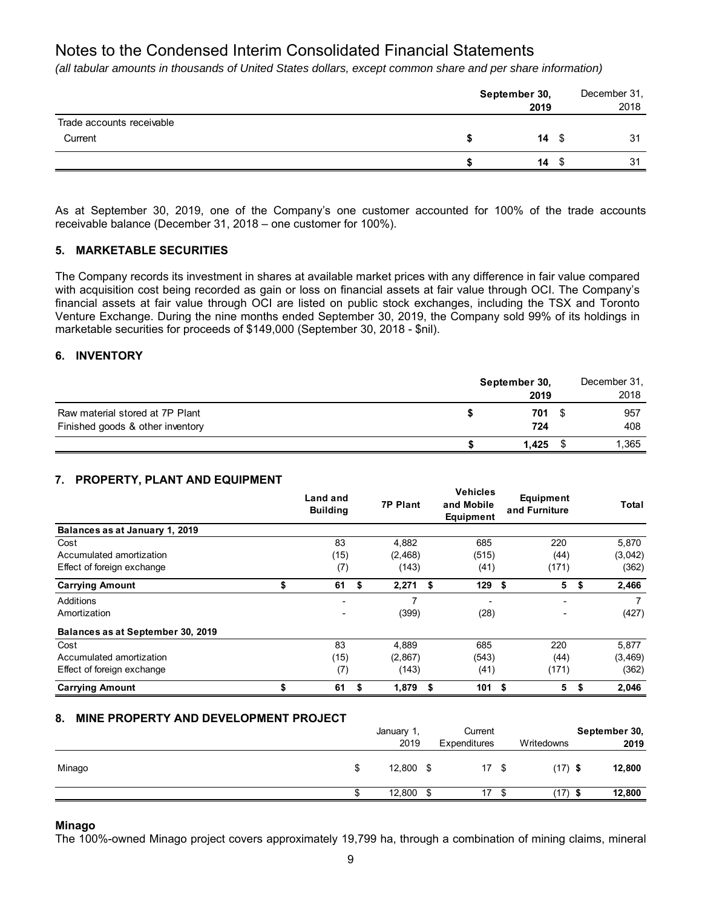# Notes to the Condensed Interim Consolidated Financial Statements

*(all tabular amounts in thousands of United States dollars, except common share and per share information)*

| | **September 30, 2019** | December 31, 2018 |
|---|---|---|
| Trade accounts receivable | | |
| Current | **$ 14** | $ 31 |
| | **$ 14** | $ 31 |

As at September 30, 2019, one of the Company's one customer accounted for 100% of the trade accounts receivable balance (December 31, 2018 – one customer for 100%).

## 5. MARKETABLE SECURITIES

The Company records its investment in shares at available market prices with any difference in fair value compared with acquisition cost being recorded as gain or loss on financial assets at fair value through OCI. The Company's financial assets at fair value through OCI are listed on public stock exchanges, including the TSX and Toronto Venture Exchange. During the nine months ended September 30, 2019, the Company sold 99% of its holdings in marketable securities for proceeds of $149,000 (September 30, 2018 - $nil).

## 6. INVENTORY

| | **September 30, 2019** | December 31, 2018 |
|---|---|---|
| Raw material stored at 7P Plant | **$ 701** | $ 957 |
| Finished goods & other inventory | **724** | 408 |
| | **$ 1,425** | $ 1,365 |

## 7. PROPERTY, PLANT AND EQUIPMENT

| | Land and Building | 7P Plant | Vehicles and Mobile Equipment | Equipment and Furniture | Total |
|---|---|---|---|---|---|
| **Balances as at January 1, 2019** | | | | | |
| Cost | 83 | 4,882 | 685 | 220 | 5,870 |
| Accumulated amortization | (15) | (2,468) | (515) | (44) | (3,042) |
| Effect of foreign exchange | (7) | (143) | (41) | (171) | (362) |
| **Carrying Amount** | **$ 61** | **$ 2,271** | **$ 129** | **$ 5** | **$ 2,466** |
| Additions | - | 7 | - | - | 7 |
| Amortization | - | (399) | (28) | - | (427) |
| **Balances as at September 30, 2019** | | | | | |
| Cost | 83 | 4,889 | 685 | 220 | 5,877 |
| Accumulated amortization | (15) | (2,867) | (543) | (44) | (3,469) |
| Effect of foreign exchange | (7) | (143) | (41) | (171) | (362) |
| **Carrying Amount** | **$ 61** | **$ 1,879** | **$ 101** | **$ 5** | **$ 2,046** |

## 8. MINE PROPERTY AND DEVELOPMENT PROJECT

| | January 1, 2019 | Current Expenditures | Writedowns | **September 30, 2019** |
|---|---|---|---|---|
| Minago | $ 12,800 | $ 17 | $ (17) | **$ 12,800** |
| | $ 12,800 | $ 17 | $ (17) | **$ 12,800** |

### Minago

The 100%-owned Minago project covers approximately 19,799 ha, through a combination of mining claims, mineral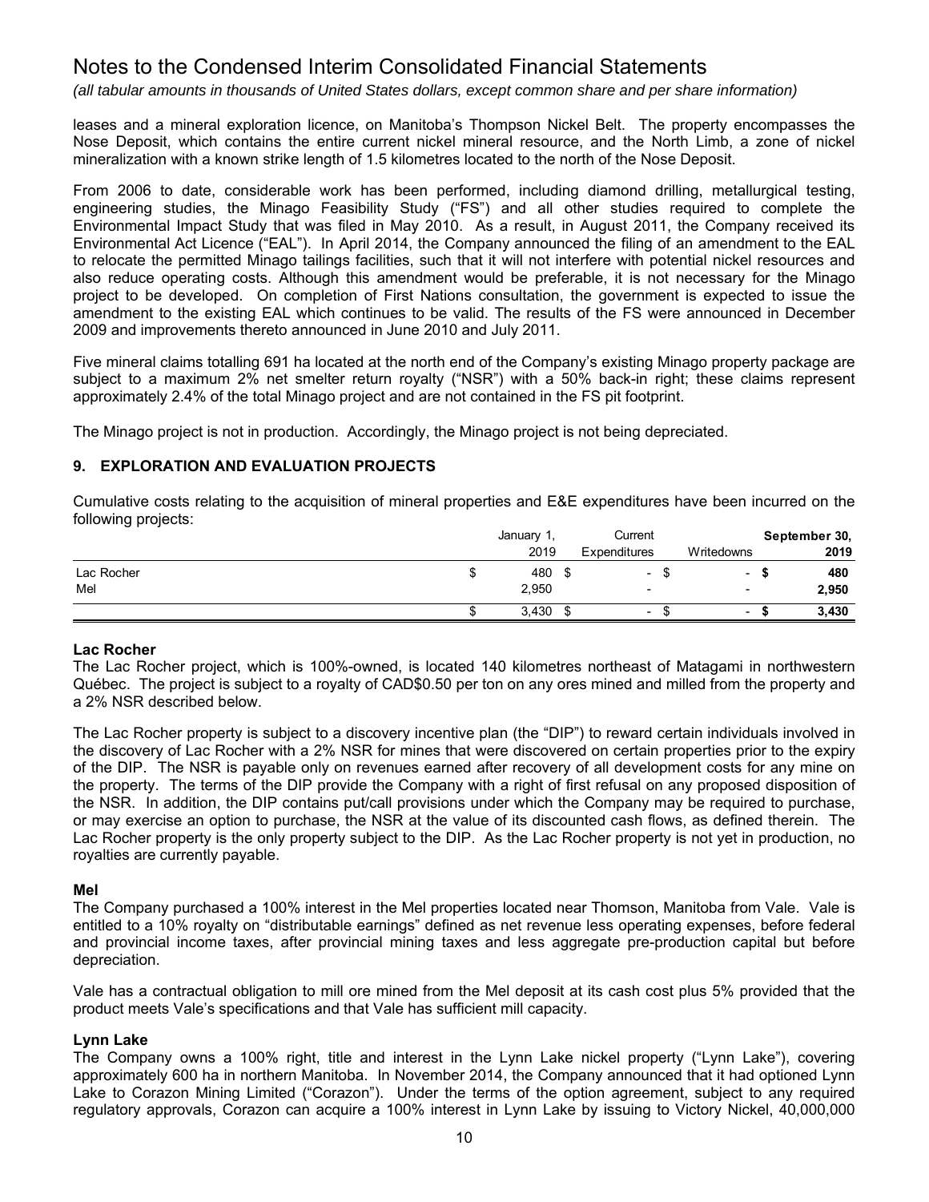leases and a mineral exploration licence, on Manitoba's Thompson Nickel Belt. The property encompasses the Nose Deposit, which contains the entire current nickel mineral resource, and the North Limb, a zone of nickel mineralization with a known strike length of 1.5 kilometres located to the north of the Nose Deposit.

From 2006 to date, considerable work has been performed, including diamond drilling, metallurgical testing, engineering studies, the Minago Feasibility Study ("FS") and all other studies required to complete the Environmental Impact Study that was filed in May 2010. As a result, in August 2011, the Company received its Environmental Act Licence ("EAL"). In April 2014, the Company announced the filing of an amendment to the EAL to relocate the permitted Minago tailings facilities, such that it will not interfere with potential nickel resources and also reduce operating costs. Although this amendment would be preferable, it is not necessary for the Minago project to be developed. On completion of First Nations consultation, the government is expected to issue the amendment to the existing EAL which continues to be valid. The results of the FS were announced in December 2009 and improvements thereto announced in June 2010 and July 2011.

Five mineral claims totalling 691 ha located at the north end of the Company's existing Minago property package are subject to a maximum 2% net smelter return royalty ("NSR") with a 50% back-in right; these claims represent approximately 2.4% of the total Minago project and are not contained in the FS pit footprint.

The Minago project is not in production. Accordingly, the Minago project is not being depreciated.

## 9. EXPLORATION AND EVALUATION PROJECTS

Cumulative costs relating to the acquisition of mineral properties and E&E expenditures have been incurred on the following projects:

| | January 1, 2019 | Current Expenditures | Writedowns | **September 30, 2019** |
|---|---|---|---|---|
| Lac Rocher | $ 480 | $ - | $ - | **$ 480** |
| Mel | 2,950 | - | - | **2,950** |
| | $ 3,430 | $ - | $ - | **$ 3,430** |

### Lac Rocher

The Lac Rocher project, which is 100%-owned, is located 140 kilometres northeast of Matagami in northwestern Québec. The project is subject to a royalty of CAD$0.50 per ton on any ores mined and milled from the property and a 2% NSR described below.

The Lac Rocher property is subject to a discovery incentive plan (the "DIP") to reward certain individuals involved in the discovery of Lac Rocher with a 2% NSR for mines that were discovered on certain properties prior to the expiry of the DIP. The NSR is payable only on revenues earned after recovery of all development costs for any mine on the property. The terms of the DIP provide the Company with a right of first refusal on any proposed disposition of the NSR. In addition, the DIP contains put/call provisions under which the Company may be required to purchase, or may exercise an option to purchase, the NSR at the value of its discounted cash flows, as defined therein. The Lac Rocher property is the only property subject to the DIP. As the Lac Rocher property is not yet in production, no royalties are currently payable.

### Mel

The Company purchased a 100% interest in the Mel properties located near Thomson, Manitoba from Vale. Vale is entitled to a 10% royalty on "distributable earnings" defined as net revenue less operating expenses, before federal and provincial income taxes, after provincial mining taxes and less aggregate pre-production capital but before depreciation.

Vale has a contractual obligation to mill ore mined from the Mel deposit at its cash cost plus 5% provided that the product meets Vale's specifications and that Vale has sufficient mill capacity.

### Lynn Lake

The Company owns a 100% right, title and interest in the Lynn Lake nickel property ("Lynn Lake"), covering approximately 600 ha in northern Manitoba. In November 2014, the Company announced that it had optioned Lynn Lake to Corazon Mining Limited ("Corazon"). Under the terms of the option agreement, subject to any required regulatory approvals, Corazon can acquire a 100% interest in Lynn Lake by issuing to Victory Nickel, 40,000,000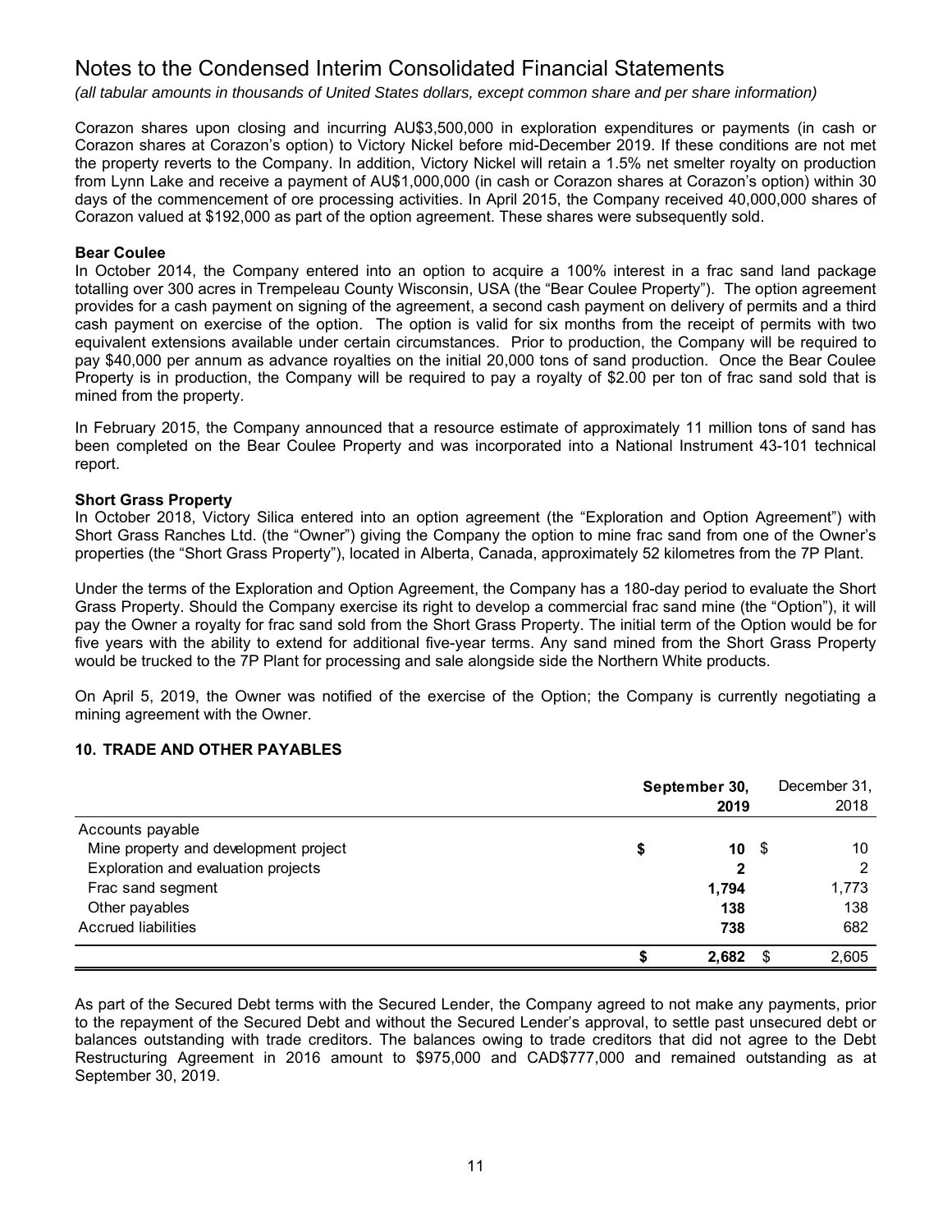# Notes to the Condensed Interim Consolidated Financial Statements

*(all tabular amounts in thousands of United States dollars, except common share and per share information)*

Corazon shares upon closing and incurring AU$3,500,000 in exploration expenditures or payments (in cash or Corazon shares at Corazon's option) to Victory Nickel before mid-December 2019. If these conditions are not met the property reverts to the Company. In addition, Victory Nickel will retain a 1.5% net smelter royalty on production from Lynn Lake and receive a payment of AU$1,000,000 (in cash or Corazon shares at Corazon's option) within 30 days of the commencement of ore processing activities. In April 2015, the Company received 40,000,000 shares of Corazon valued at $192,000 as part of the option agreement. These shares were subsequently sold.

**Bear Coulee**

In October 2014, the Company entered into an option to acquire a 100% interest in a frac sand land package totalling over 300 acres in Trempeleau County Wisconsin, USA (the "Bear Coulee Property"). The option agreement provides for a cash payment on signing of the agreement, a second cash payment on delivery of permits and a third cash payment on exercise of the option. The option is valid for six months from the receipt of permits with two equivalent extensions available under certain circumstances. Prior to production, the Company will be required to pay $40,000 per annum as advance royalties on the initial 20,000 tons of sand production. Once the Bear Coulee Property is in production, the Company will be required to pay a royalty of $2.00 per ton of frac sand sold that is mined from the property.

In February 2015, the Company announced that a resource estimate of approximately 11 million tons of sand has been completed on the Bear Coulee Property and was incorporated into a National Instrument 43-101 technical report.

**Short Grass Property**

In October 2018, Victory Silica entered into an option agreement (the "Exploration and Option Agreement") with Short Grass Ranches Ltd. (the "Owner") giving the Company the option to mine frac sand from one of the Owner's properties (the "Short Grass Property"), located in Alberta, Canada, approximately 52 kilometres from the 7P Plant.

Under the terms of the Exploration and Option Agreement, the Company has a 180-day period to evaluate the Short Grass Property. Should the Company exercise its right to develop a commercial frac sand mine (the "Option"), it will pay the Owner a royalty for frac sand sold from the Short Grass Property. The initial term of the Option would be for five years with the ability to extend for additional five-year terms. Any sand mined from the Short Grass Property would be trucked to the 7P Plant for processing and sale alongside side the Northern White products.

On April 5, 2019, the Owner was notified of the exercise of the Option; the Company is currently negotiating a mining agreement with the Owner.

## 10. TRADE AND OTHER PAYABLES

| | September 30, 2019 | December 31, 2018 |
|---|---|---|
| Accounts payable | | |
| Mine property and development project | $ 10 | $ 10 |
| Exploration and evaluation projects | 2 | 2 |
| Frac sand segment | 1,794 | 1,773 |
| Other payables | 138 | 138 |
| Accrued liabilities | 738 | 682 |
| | $ 2,682 | $ 2,605 |

As part of the Secured Debt terms with the Secured Lender, the Company agreed to not make any payments, prior to the repayment of the Secured Debt and without the Secured Lender's approval, to settle past unsecured debt or balances outstanding with trade creditors. The balances owing to trade creditors that did not agree to the Debt Restructuring Agreement in 2016 amount to $975,000 and CAD$777,000 and remained outstanding as at September 30, 2019.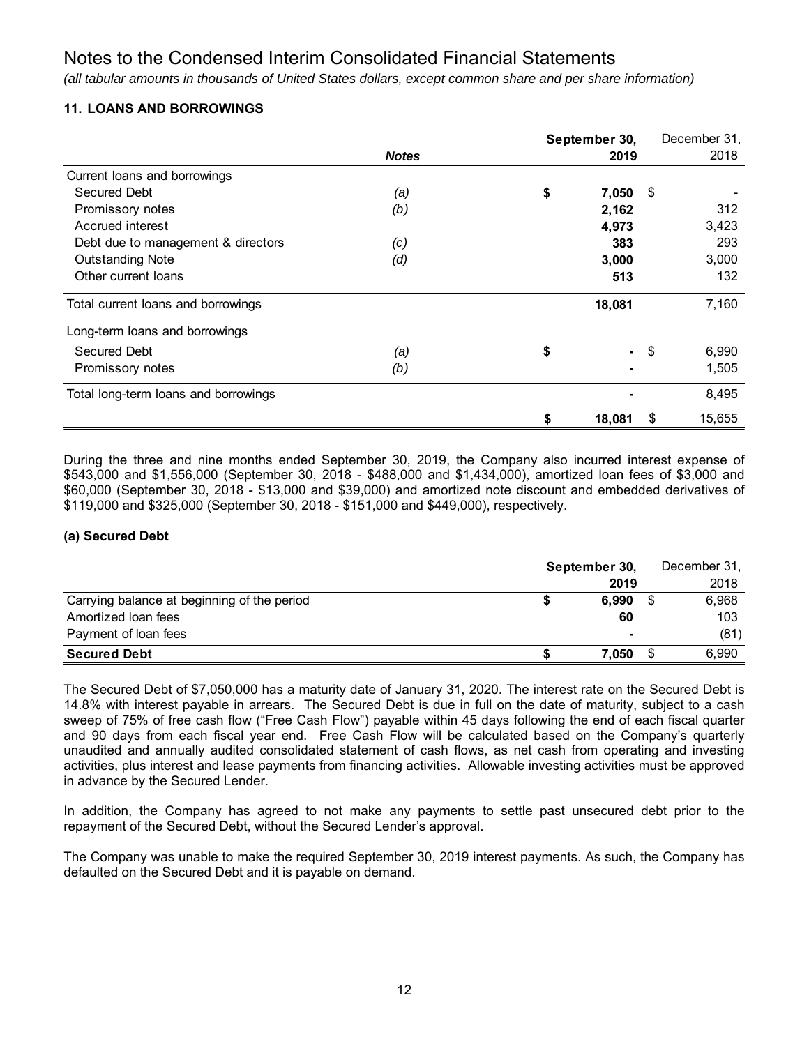# Notes to the Condensed Interim Consolidated Financial Statements

*(all tabular amounts in thousands of United States dollars, except common share and per share information)*

## 11. LOANS AND BORROWINGS

| | *Notes* | **September 30, 2019** | December 31, 2018 |
|---|---|---|---|
| Current loans and borrowings | | | |
| Secured Debt | *(a)* | **$ 7,050** | $ - |
| Promissory notes | *(b)* | **2,162** | 312 |
| Accrued interest | | **4,973** | 3,423 |
| Debt due to management & directors | *(c)* | **383** | 293 |
| Outstanding Note | *(d)* | **3,000** | 3,000 |
| Other current loans | | **513** | 132 |
| Total current loans and borrowings | | **18,081** | 7,160 |
| Long-term loans and borrowings | | | |
| Secured Debt | *(a)* | **$ -** | $ 6,990 |
| Promissory notes | *(b)* | **-** | 1,505 |
| Total long-term loans and borrowings | | **-** | 8,495 |
| | | **$ 18,081** | $ 15,655 |

During the three and nine months ended September 30, 2019, the Company also incurred interest expense of \$543,000 and \$1,556,000 (September 30, 2018 - \$488,000 and \$1,434,000), amortized loan fees of \$3,000 and \$60,000 (September 30, 2018 - \$13,000 and \$39,000) and amortized note discount and embedded derivatives of \$119,000 and \$325,000 (September 30, 2018 - \$151,000 and \$449,000), respectively.

### (a) Secured Debt

| | **September 30, 2019** | December 31, 2018 |
|---|---|---|
| Carrying balance at beginning of the period | **$ 6,990** | $ 6,968 |
| Amortized loan fees | **60** | 103 |
| Payment of loan fees | **-** | (81) |
| **Secured Debt** | **$ 7,050** | $ 6,990 |

The Secured Debt of \$7,050,000 has a maturity date of January 31, 2020. The interest rate on the Secured Debt is 14.8% with interest payable in arrears. The Secured Debt is due in full on the date of maturity, subject to a cash sweep of 75% of free cash flow ("Free Cash Flow") payable within 45 days following the end of each fiscal quarter and 90 days from each fiscal year end. Free Cash Flow will be calculated based on the Company's quarterly unaudited and annually audited consolidated statement of cash flows, as net cash from operating and investing activities, plus interest and lease payments from financing activities. Allowable investing activities must be approved in advance by the Secured Lender.

In addition, the Company has agreed to not make any payments to settle past unsecured debt prior to the repayment of the Secured Debt, without the Secured Lender's approval.

The Company was unable to make the required September 30, 2019 interest payments. As such, the Company has defaulted on the Secured Debt and it is payable on demand.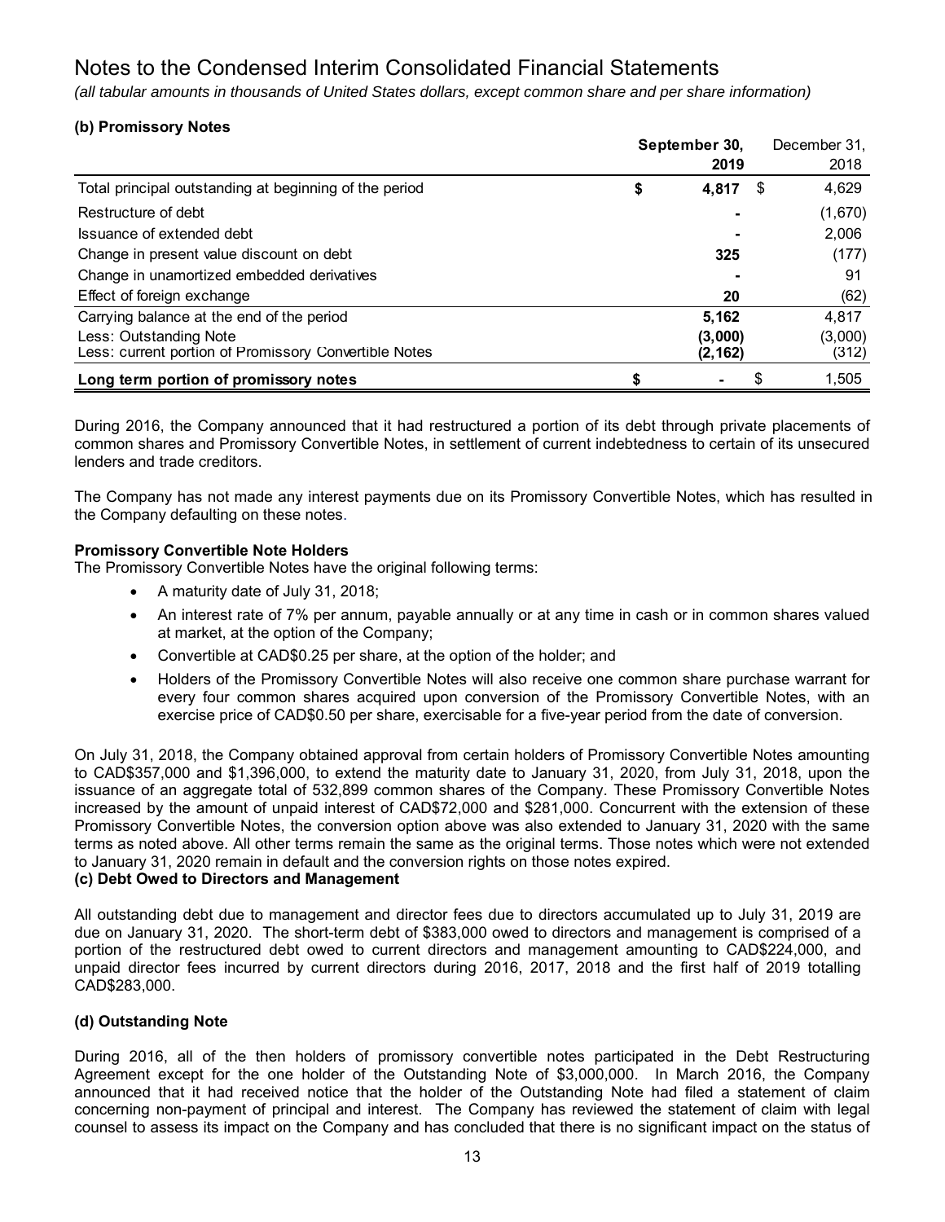# Notes to the Condensed Interim Consolidated Financial Statements

*(all tabular amounts in thousands of United States dollars, except common share and per share information)*

### (b) Promissory Notes

| | September 30, 2019 | December 31, 2018 |
|---|---|---|
| Total principal outstanding at beginning of the period | $ 4,817 | $ 4,629 |
| Restructure of debt | - | (1,670) |
| Issuance of extended debt | - | 2,006 |
| Change in present value discount on debt | 325 | (177) |
| Change in unamortized embedded derivatives | - | 91 |
| Effect of foreign exchange | 20 | (62) |
| Carrying balance at the end of the period | 5,162 | 4,817 |
| Less: Outstanding Note | (3,000) | (3,000) |
| Less: current portion of Promissory Convertible Notes | (2,162) | (312) |
| **Long term portion of promissory notes** | $ - | $ 1,505 |

During 2016, the Company announced that it had restructured a portion of its debt through private placements of common shares and Promissory Convertible Notes, in settlement of current indebtedness to certain of its unsecured lenders and trade creditors.

The Company has not made any interest payments due on its Promissory Convertible Notes, which has resulted in the Company defaulting on these notes.

**Promissory Convertible Note Holders**
The Promissory Convertible Notes have the original following terms:

- A maturity date of July 31, 2018;
- An interest rate of 7% per annum, payable annually or at any time in cash or in common shares valued at market, at the option of the Company;
- Convertible at CAD$0.25 per share, at the option of the holder; and
- Holders of the Promissory Convertible Notes will also receive one common share purchase warrant for every four common shares acquired upon conversion of the Promissory Convertible Notes, with an exercise price of CAD$0.50 per share, exercisable for a five-year period from the date of conversion.

On July 31, 2018, the Company obtained approval from certain holders of Promissory Convertible Notes amounting to CAD$357,000 and $1,396,000, to extend the maturity date to January 31, 2020, from July 31, 2018, upon the issuance of an aggregate total of 532,899 common shares of the Company. These Promissory Convertible Notes increased by the amount of unpaid interest of CAD$72,000 and $281,000. Concurrent with the extension of these Promissory Convertible Notes, the conversion option above was also extended to January 31, 2020 with the same terms as noted above. All other terms remain the same as the original terms. Those notes which were not extended to January 31, 2020 remain in default and the conversion rights on those notes expired.

### (c) Debt Owed to Directors and Management

All outstanding debt due to management and director fees due to directors accumulated up to July 31, 2019 are due on January 31, 2020. The short-term debt of $383,000 owed to directors and management is comprised of a portion of the restructured debt owed to current directors and management amounting to CAD$224,000, and unpaid director fees incurred by current directors during 2016, 2017, 2018 and the first half of 2019 totalling CAD$283,000.

### (d) Outstanding Note

During 2016, all of the then holders of promissory convertible notes participated in the Debt Restructuring Agreement except for the one holder of the Outstanding Note of $3,000,000. In March 2016, the Company announced that it had received notice that the holder of the Outstanding Note had filed a statement of claim concerning non-payment of principal and interest. The Company has reviewed the statement of claim with legal counsel to assess its impact on the Company and has concluded that there is no significant impact on the status of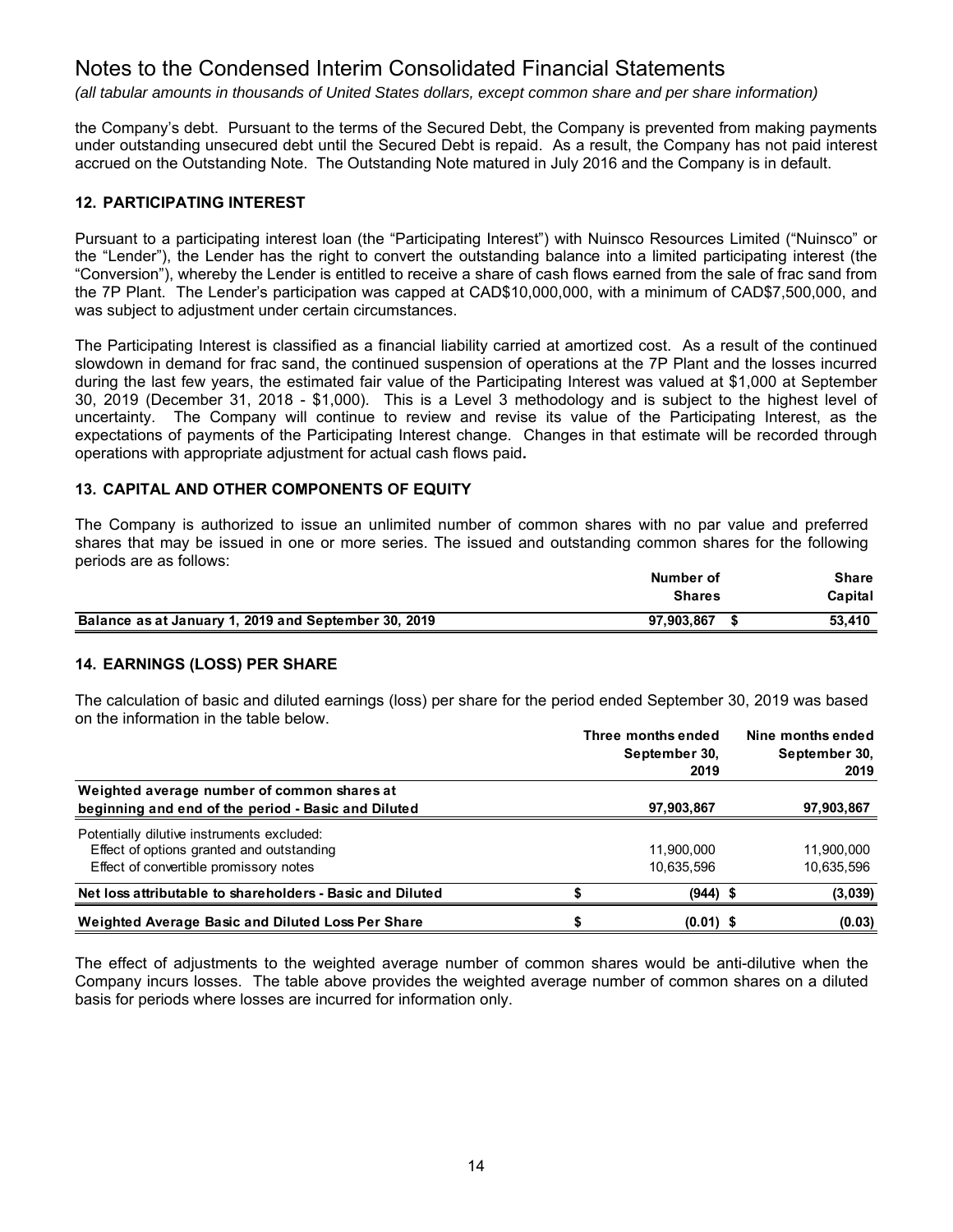# Notes to the Condensed Interim Consolidated Financial Statements

*(all tabular amounts in thousands of United States dollars, except common share and per share information)*

the Company's debt. Pursuant to the terms of the Secured Debt, the Company is prevented from making payments under outstanding unsecured debt until the Secured Debt is repaid. As a result, the Company has not paid interest accrued on the Outstanding Note. The Outstanding Note matured in July 2016 and the Company is in default.

## 12. PARTICIPATING INTEREST

Pursuant to a participating interest loan (the "Participating Interest") with Nuinsco Resources Limited ("Nuinsco" or the "Lender"), the Lender has the right to convert the outstanding balance into a limited participating interest (the "Conversion"), whereby the Lender is entitled to receive a share of cash flows earned from the sale of frac sand from the 7P Plant. The Lender's participation was capped at CAD$10,000,000, with a minimum of CAD$7,500,000, and was subject to adjustment under certain circumstances.

The Participating Interest is classified as a financial liability carried at amortized cost. As a result of the continued slowdown in demand for frac sand, the continued suspension of operations at the 7P Plant and the losses incurred during the last few years, the estimated fair value of the Participating Interest was valued at $1,000 at September 30, 2019 (December 31, 2018 - $1,000). This is a Level 3 methodology and is subject to the highest level of uncertainty. The Company will continue to review and revise its value of the Participating Interest, as the expectations of payments of the Participating Interest change. Changes in that estimate will be recorded through operations with appropriate adjustment for actual cash flows paid**.**

## 13. CAPITAL AND OTHER COMPONENTS OF EQUITY

The Company is authorized to issue an unlimited number of common shares with no par value and preferred shares that may be issued in one or more series. The issued and outstanding common shares for the following periods are as follows:

| | Number of Shares | Share Capital |
|---|---|---|
| **Balance as at January 1, 2019 and September 30, 2019** | **97,903,867** | **$ 53,410** |

## 14. EARNINGS (LOSS) PER SHARE

The calculation of basic and diluted earnings (loss) per share for the period ended September 30, 2019 was based on the information in the table below.

| | Three months ended September 30, 2019 | Nine months ended September 30, 2019 |
|---|---|---|
| **Weighted average number of common shares at beginning and end of the period - Basic and Diluted** | **97,903,867** | **97,903,867** |
| Potentially dilutive instruments excluded: | | |
| Effect of options granted and outstanding | 11,900,000 | 11,900,000 |
| Effect of convertible promissory notes | 10,635,596 | 10,635,596 |
| **Net loss attributable to shareholders - Basic and Diluted** | **$ (944)** | **$ (3,039)** |
| **Weighted Average Basic and Diluted Loss Per Share** | **$ (0.01)** | **$ (0.03)** |

The effect of adjustments to the weighted average number of common shares would be anti-dilutive when the Company incurs losses. The table above provides the weighted average number of common shares on a diluted basis for periods where losses are incurred for information only.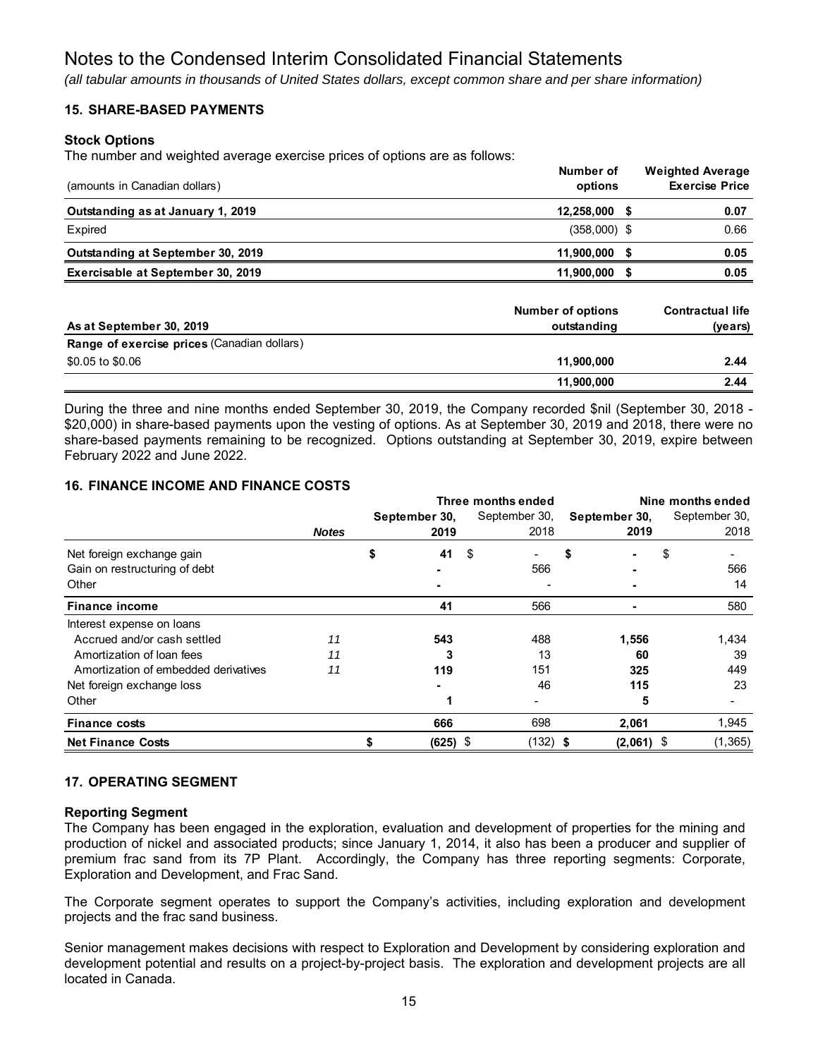# Notes to the Condensed Interim Consolidated Financial Statements

*(all tabular amounts in thousands of United States dollars, except common share and per share information)*

## 15. SHARE-BASED PAYMENTS

### Stock Options

The number and weighted average exercise prices of options are as follows:

| (amounts in Canadian dollars) | Number of options | Weighted Average Exercise Price |
|---|---|---|
| **Outstanding as at January 1, 2019** | **12,258,000** | **$ 0.07** |
| Expired | (358,000) | $ 0.66 |
| **Outstanding at September 30, 2019** | **11,900,000** | **$ 0.05** |
| **Exercisable at September 30, 2019** | **11,900,000** | **$ 0.05** |

| As at September 30, 2019 | Number of options outstanding | Contractual life (years) |
|---|---|---|
| **Range of exercise prices** (Canadian dollars) | | |
| \$0.05 to \$0.06 | **11,900,000** | **2.44** |
| | **11,900,000** | **2.44** |

During the three and nine months ended September 30, 2019, the Company recorded $nil (September 30, 2018 - $20,000) in share-based payments upon the vesting of options. As at September 30, 2019 and 2018, there were no share-based payments remaining to be recognized. Options outstanding at September 30, 2019, expire between February 2022 and June 2022.

## 16. FINANCE INCOME AND FINANCE COSTS

| | | Three months ended | | Nine months ended | |
|---|---|---|---|---|---|
| | *Notes* | **September 30, 2019** | September 30, 2018 | **September 30, 2019** | September 30, 2018 |
| Net foreign exchange gain | | **$ 41** | $ - | **$ -** | $ - |
| Gain on restructuring of debt | | **-** | 566 | **-** | 566 |
| Other | | **-** | - | **-** | 14 |
| **Finance income** | | **41** | 566 | **-** | 580 |
| Interest expense on loans | | | | | |
| Accrued and/or cash settled | *11* | **543** | 488 | **1,556** | 1,434 |
| Amortization of loan fees | *11* | **3** | 13 | **60** | 39 |
| Amortization of embedded derivatives | *11* | **119** | 151 | **325** | 449 |
| Net foreign exchange loss | | **-** | 46 | **115** | 23 |
| Other | | **1** | - | **5** | - |
| **Finance costs** | | **666** | 698 | **2,061** | 1,945 |
| **Net Finance Costs** | | **$ (625)** | $ (132) | **$ (2,061)** | $ (1,365) |

## 17. OPERATING SEGMENT

### Reporting Segment

The Company has been engaged in the exploration, evaluation and development of properties for the mining and production of nickel and associated products; since January 1, 2014, it also has been a producer and supplier of premium frac sand from its 7P Plant. Accordingly, the Company has three reporting segments: Corporate, Exploration and Development, and Frac Sand.

The Corporate segment operates to support the Company's activities, including exploration and development projects and the frac sand business.

Senior management makes decisions with respect to Exploration and Development by considering exploration and development potential and results on a project-by-project basis. The exploration and development projects are all located in Canada.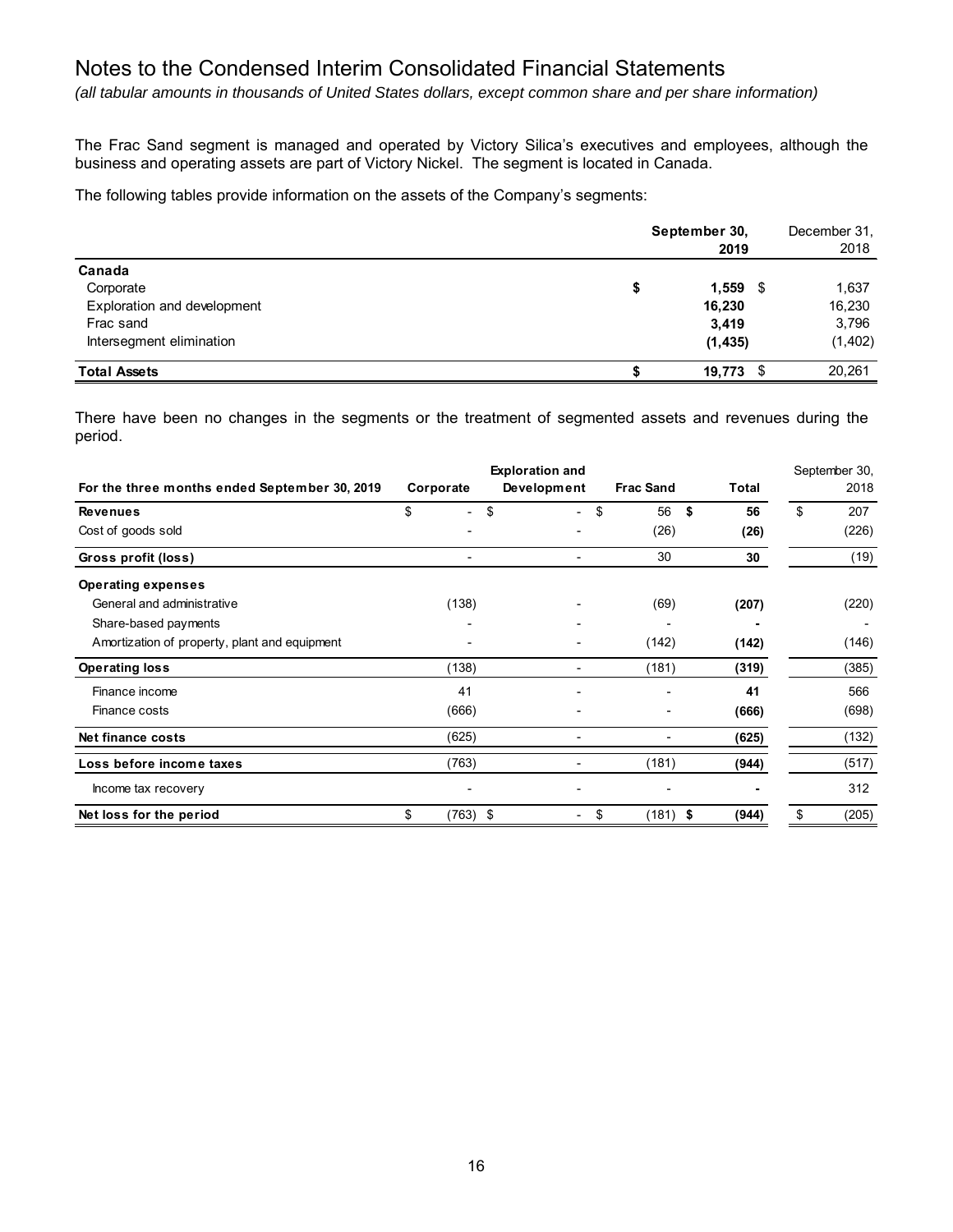# Notes to the Condensed Interim Consolidated Financial Statements

*(all tabular amounts in thousands of United States dollars, except common share and per share information)*

The Frac Sand segment is managed and operated by Victory Silica's executives and employees, although the business and operating assets are part of Victory Nickel. The segment is located in Canada.

The following tables provide information on the assets of the Company's segments:

| | **September 30, 2019** | December 31, 2018 |
|---|---|---|
| **Canada** | | |
| Corporate | **$ 1,559** | $ 1,637 |
| Exploration and development | **16,230** | 16,230 |
| Frac sand | **3,419** | 3,796 |
| Intersegment elimination | **(1,435)** | (1,402) |
| **Total Assets** | **$ 19,773** | $ 20,261 |

There have been no changes in the segments or the treatment of segmented assets and revenues during the period.

| For the three months ended September 30, 2019 | Corporate | Exploration and Development | Frac Sand | Total | September 30, 2018 |
|---|---|---|---|---|---|
| **Revenues** | $ - | $ - | $ 56 | **$ 56** | $ 207 |
| Cost of goods sold | - | - | (26) | **(26)** | (226) |
| **Gross profit (loss)** | - | - | 30 | **30** | (19) |
| **Operating expenses** | | | | | |
| General and administrative | (138) | - | (69) | **(207)** | (220) |
| Share-based payments | - | - | - | **-** | - |
| Amortization of property, plant and equipment | - | - | (142) | **(142)** | (146) |
| **Operating loss** | (138) | - | (181) | **(319)** | (385) |
| Finance income | 41 | - | - | **41** | 566 |
| Finance costs | (666) | - | - | **(666)** | (698) |
| **Net finance costs** | (625) | - | - | **(625)** | (132) |
| **Loss before income taxes** | (763) | - | (181) | **(944)** | (517) |
| Income tax recovery | - | - | - | **-** | 312 |
| **Net loss for the period** | $ (763) | $ - | $ (181) | **$ (944)** | $ (205) |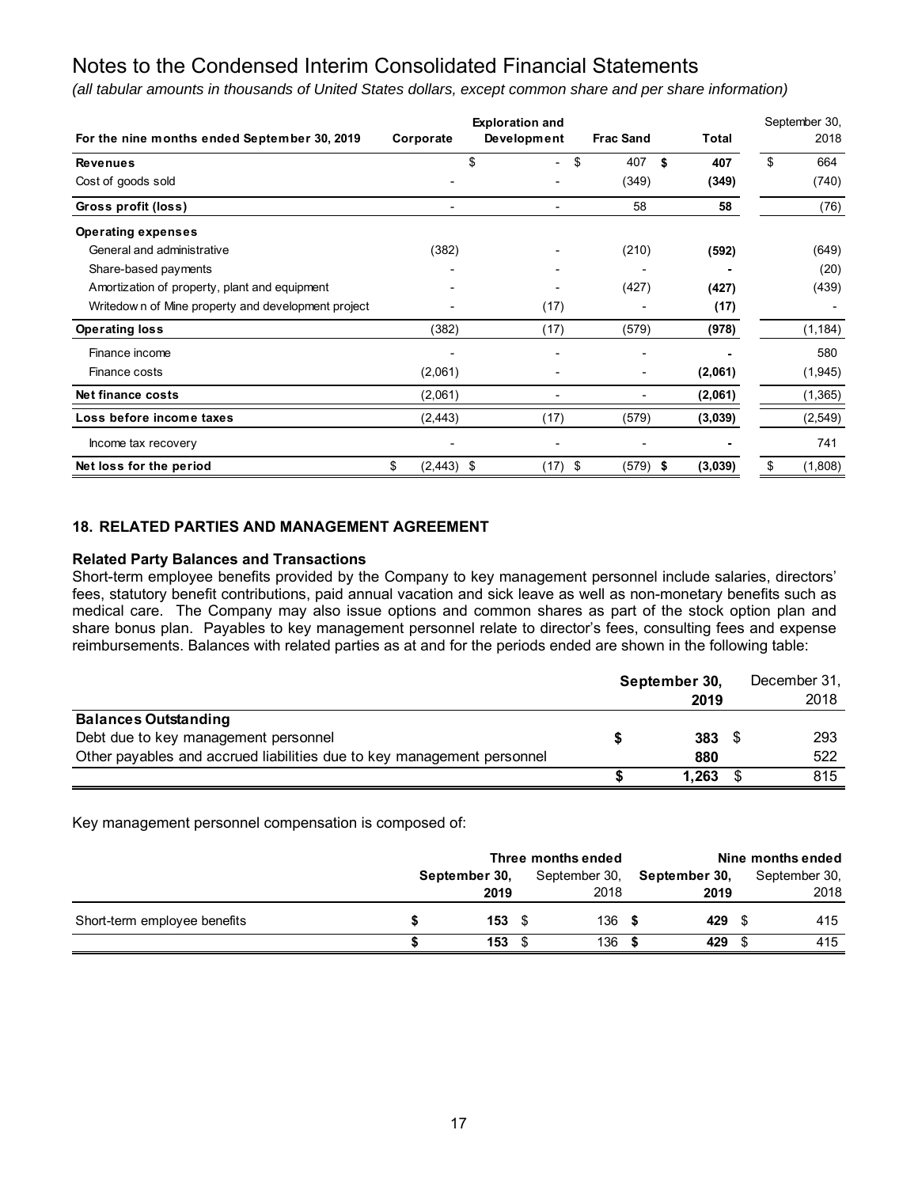# Notes to the Condensed Interim Consolidated Financial Statements

*(all tabular amounts in thousands of United States dollars, except common share and per share information)*

| For the nine months ended September 30, 2019 | Corporate | Exploration and Development | Frac Sand | Total | September 30, 2018 |
|---|---|---|---|---|---|
| **Revenues** | | $ - | $ 407 | **$ 407** | $ 664 |
| Cost of goods sold | - | - | (349) | **(349)** | (740) |
| **Gross profit (loss)** | - | - | 58 | **58** | (76) |
| **Operating expenses** | | | | | |
| General and administrative | (382) | - | (210) | **(592)** | (649) |
| Share-based payments | - | - | - | **-** | (20) |
| Amortization of property, plant and equipment | - | - | (427) | **(427)** | (439) |
| Writedown of Mine property and development project | - | (17) | - | **(17)** | - |
| **Operating loss** | (382) | (17) | (579) | **(978)** | (1,184) |
| Finance income | - | - | - | **-** | 580 |
| Finance costs | (2,061) | - | - | **(2,061)** | (1,945) |
| **Net finance costs** | (2,061) | - | - | **(2,061)** | (1,365) |
| **Loss before income taxes** | (2,443) | (17) | (579) | **(3,039)** | (2,549) |
| Income tax recovery | - | - | - | **-** | 741 |
| **Net loss for the period** | $ (2,443) | $ (17) | $ (579) | **$ (3,039)** | $ (1,808) |

## 18. RELATED PARTIES AND MANAGEMENT AGREEMENT

### Related Party Balances and Transactions

Short-term employee benefits provided by the Company to key management personnel include salaries, directors' fees, statutory benefit contributions, paid annual vacation and sick leave as well as non-monetary benefits such as medical care. The Company may also issue options and common shares as part of the stock option plan and share bonus plan. Payables to key management personnel relate to director's fees, consulting fees and expense reimbursements. Balances with related parties as at and for the periods ended are shown in the following table:

| | September 30, 2019 | December 31, 2018 |
|---|---|---|
| **Balances Outstanding** | | |
| Debt due to key management personnel | **$ 383** | $ 293 |
| Other payables and accrued liabilities due to key management personnel | **880** | 522 |
| | **$ 1,263** | $ 815 |

Key management personnel compensation is composed of:

| | Three months ended | | Nine months ended | |
|---|---|---|---|---|
| | **September 30, 2019** | September 30, 2018 | **September 30, 2019** | September 30, 2018 |
| Short-term employee benefits | **$ 153** | $ 136 | **$ 429** | $ 415 |
| | **$ 153** | $ 136 | **$ 429** | $ 415 |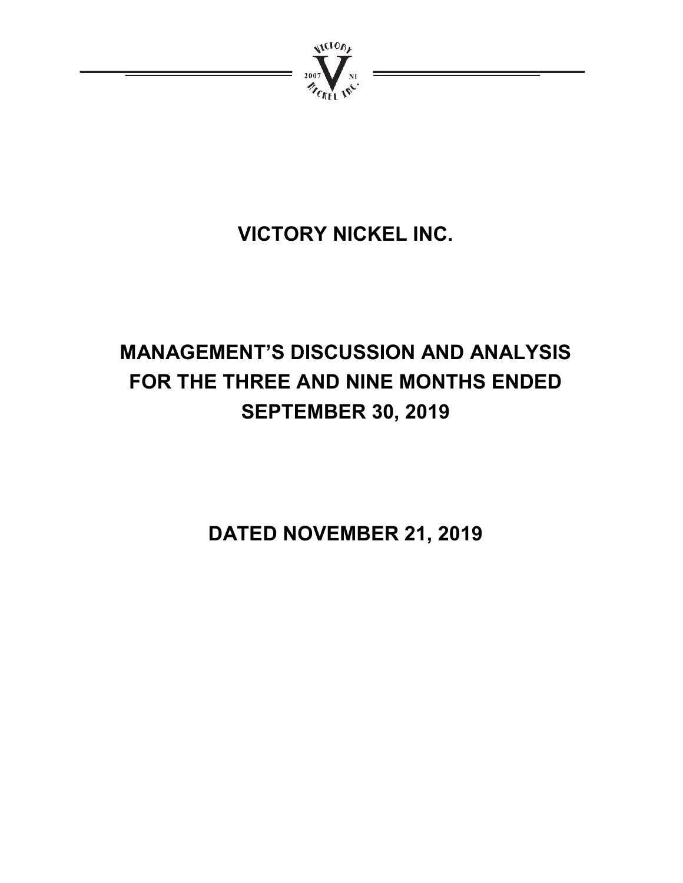# VICTORY NICKEL INC.

# MANAGEMENT'S DISCUSSION AND ANALYSIS FOR THE THREE AND NINE MONTHS ENDED SEPTEMBER 30, 2019

# DATED NOVEMBER 21, 2019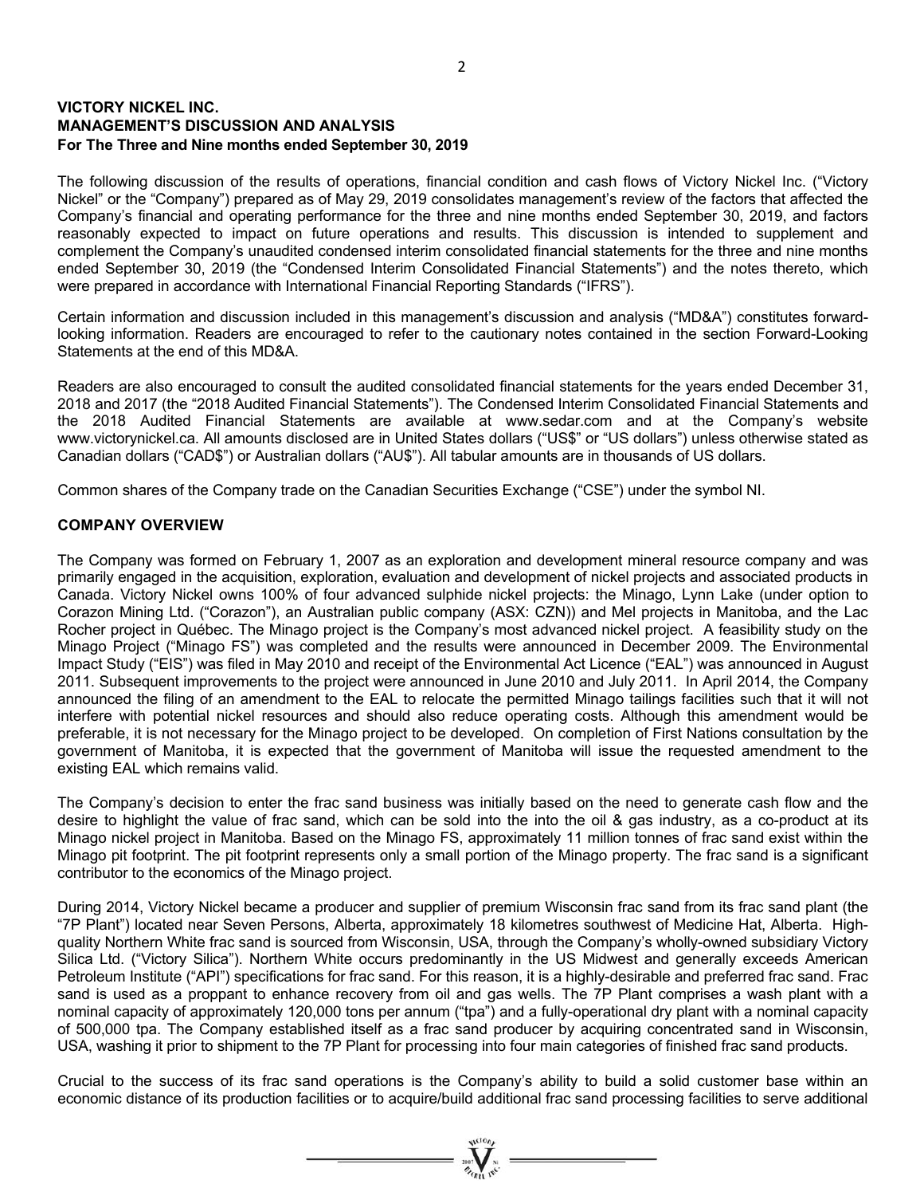**VICTORY NICKEL INC.**
**MANAGEMENT'S DISCUSSION AND ANALYSIS**
**For The Three and Nine months ended September 30, 2019**

The following discussion of the results of operations, financial condition and cash flows of Victory Nickel Inc. ("Victory Nickel" or the "Company") prepared as of May 29, 2019 consolidates management's review of the factors that affected the Company's financial and operating performance for the three and nine months ended September 30, 2019, and factors reasonably expected to impact on future operations and results. This discussion is intended to supplement and complement the Company's unaudited condensed interim consolidated financial statements for the three and nine months ended September 30, 2019 (the "Condensed Interim Consolidated Financial Statements") and the notes thereto, which were prepared in accordance with International Financial Reporting Standards ("IFRS").

Certain information and discussion included in this management's discussion and analysis ("MD&A") constitutes forward-looking information. Readers are encouraged to refer to the cautionary notes contained in the section Forward-Looking Statements at the end of this MD&A.

Readers are also encouraged to consult the audited consolidated financial statements for the years ended December 31, 2018 and 2017 (the "2018 Audited Financial Statements"). The Condensed Interim Consolidated Financial Statements and the 2018 Audited Financial Statements are available at www.sedar.com and at the Company's website www.victorynickel.ca. All amounts disclosed are in United States dollars ("US$" or "US dollars") unless otherwise stated as Canadian dollars ("CAD$") or Australian dollars ("AU$"). All tabular amounts are in thousands of US dollars.

Common shares of the Company trade on the Canadian Securities Exchange ("CSE") under the symbol NI.

## COMPANY OVERVIEW

The Company was formed on February 1, 2007 as an exploration and development mineral resource company and was primarily engaged in the acquisition, exploration, evaluation and development of nickel projects and associated products in Canada. Victory Nickel owns 100% of four advanced sulphide nickel projects: the Minago, Lynn Lake (under option to Corazon Mining Ltd. ("Corazon"), an Australian public company (ASX: CZN)) and Mel projects in Manitoba, and the Lac Rocher project in Québec. The Minago project is the Company's most advanced nickel project. A feasibility study on the Minago Project ("Minago FS") was completed and the results were announced in December 2009. The Environmental Impact Study ("EIS") was filed in May 2010 and receipt of the Environmental Act Licence ("EAL") was announced in August 2011. Subsequent improvements to the project were announced in June 2010 and July 2011. In April 2014, the Company announced the filing of an amendment to the EAL to relocate the permitted Minago tailings facilities such that it will not interfere with potential nickel resources and should also reduce operating costs. Although this amendment would be preferable, it is not necessary for the Minago project to be developed. On completion of First Nations consultation by the government of Manitoba, it is expected that the government of Manitoba will issue the requested amendment to the existing EAL which remains valid.

The Company's decision to enter the frac sand business was initially based on the need to generate cash flow and the desire to highlight the value of frac sand, which can be sold into the into the oil & gas industry, as a co-product at its Minago nickel project in Manitoba. Based on the Minago FS, approximately 11 million tonnes of frac sand exist within the Minago pit footprint. The pit footprint represents only a small portion of the Minago property. The frac sand is a significant contributor to the economics of the Minago project.

During 2014, Victory Nickel became a producer and supplier of premium Wisconsin frac sand from its frac sand plant (the "7P Plant") located near Seven Persons, Alberta, approximately 18 kilometres southwest of Medicine Hat, Alberta. High-quality Northern White frac sand is sourced from Wisconsin, USA, through the Company's wholly-owned subsidiary Victory Silica Ltd. ("Victory Silica"). Northern White occurs predominantly in the US Midwest and generally exceeds American Petroleum Institute ("API") specifications for frac sand. For this reason, it is a highly-desirable and preferred frac sand. Frac sand is used as a proppant to enhance recovery from oil and gas wells. The 7P Plant comprises a wash plant with a nominal capacity of approximately 120,000 tons per annum ("tpa") and a fully-operational dry plant with a nominal capacity of 500,000 tpa. The Company established itself as a frac sand producer by acquiring concentrated sand in Wisconsin, USA, washing it prior to shipment to the 7P Plant for processing into four main categories of finished frac sand products.

Crucial to the success of its frac sand operations is the Company's ability to build a solid customer base within an economic distance of its production facilities or to acquire/build additional frac sand processing facilities to serve additional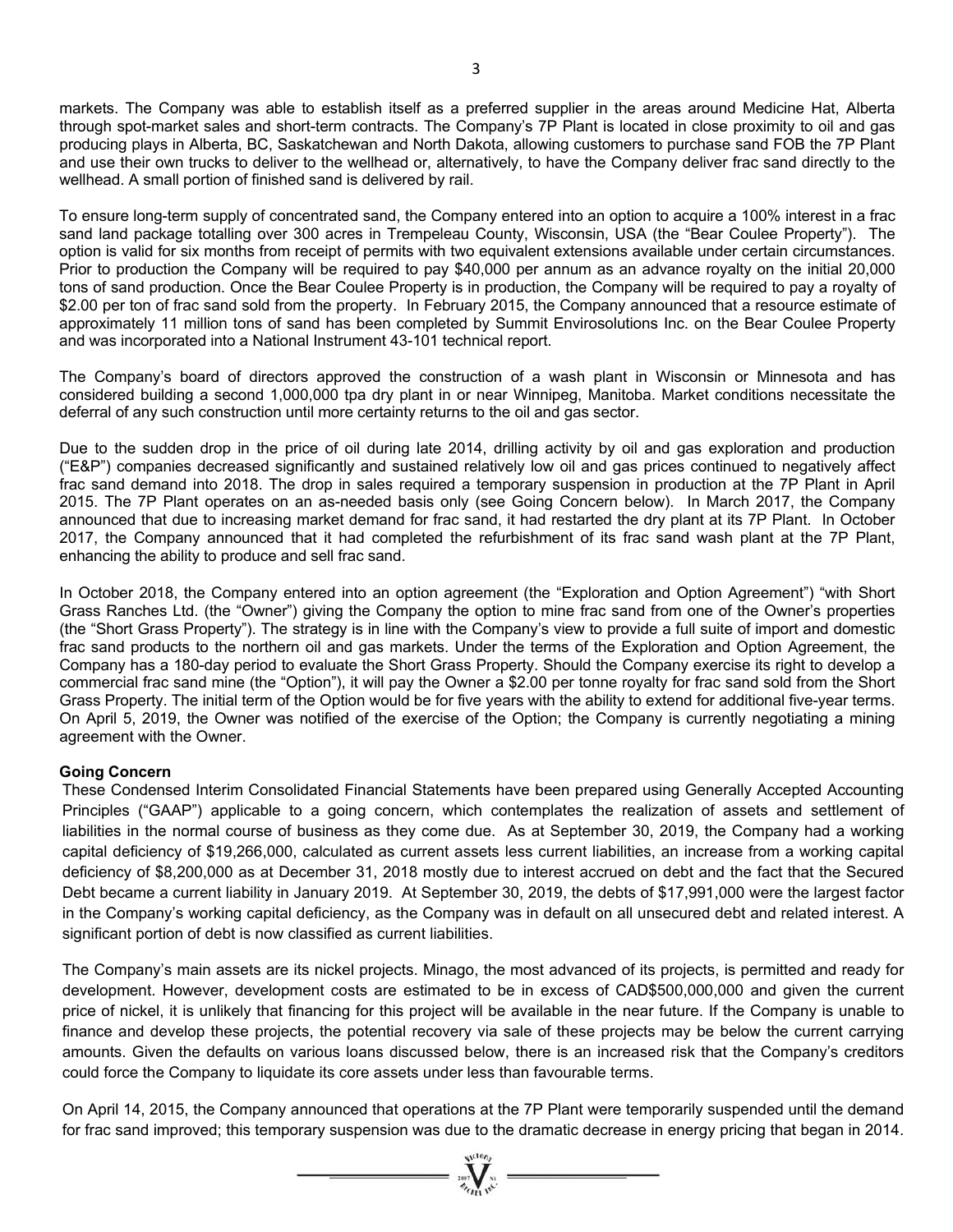markets. The Company was able to establish itself as a preferred supplier in the areas around Medicine Hat, Alberta through spot-market sales and short-term contracts. The Company's 7P Plant is located in close proximity to oil and gas producing plays in Alberta, BC, Saskatchewan and North Dakota, allowing customers to purchase sand FOB the 7P Plant and use their own trucks to deliver to the wellhead or, alternatively, to have the Company deliver frac sand directly to the wellhead. A small portion of finished sand is delivered by rail.

To ensure long-term supply of concentrated sand, the Company entered into an option to acquire a 100% interest in a frac sand land package totalling over 300 acres in Trempeleau County, Wisconsin, USA (the "Bear Coulee Property"). The option is valid for six months from receipt of permits with two equivalent extensions available under certain circumstances. Prior to production the Company will be required to pay $40,000 per annum as an advance royalty on the initial 20,000 tons of sand production. Once the Bear Coulee Property is in production, the Company will be required to pay a royalty of $2.00 per ton of frac sand sold from the property. In February 2015, the Company announced that a resource estimate of approximately 11 million tons of sand has been completed by Summit Envirosolutions Inc. on the Bear Coulee Property and was incorporated into a National Instrument 43-101 technical report.

The Company's board of directors approved the construction of a wash plant in Wisconsin or Minnesota and has considered building a second 1,000,000 tpa dry plant in or near Winnipeg, Manitoba. Market conditions necessitate the deferral of any such construction until more certainty returns to the oil and gas sector.

Due to the sudden drop in the price of oil during late 2014, drilling activity by oil and gas exploration and production ("E&P") companies decreased significantly and sustained relatively low oil and gas prices continued to negatively affect frac sand demand into 2018. The drop in sales required a temporary suspension in production at the 7P Plant in April 2015. The 7P Plant operates on an as-needed basis only (see Going Concern below). In March 2017, the Company announced that due to increasing market demand for frac sand, it had restarted the dry plant at its 7P Plant. In October 2017, the Company announced that it had completed the refurbishment of its frac sand wash plant at the 7P Plant, enhancing the ability to produce and sell frac sand.

In October 2018, the Company entered into an option agreement (the "Exploration and Option Agreement") "with Short Grass Ranches Ltd. (the "Owner") giving the Company the option to mine frac sand from one of the Owner's properties (the "Short Grass Property"). The strategy is in line with the Company's view to provide a full suite of import and domestic frac sand products to the northern oil and gas markets. Under the terms of the Exploration and Option Agreement, the Company has a 180-day period to evaluate the Short Grass Property. Should the Company exercise its right to develop a commercial frac sand mine (the "Option"), it will pay the Owner a $2.00 per tonne royalty for frac sand sold from the Short Grass Property. The initial term of the Option would be for five years with the ability to extend for additional five-year terms. On April 5, 2019, the Owner was notified of the exercise of the Option; the Company is currently negotiating a mining agreement with the Owner.

**Going Concern**

These Condensed Interim Consolidated Financial Statements have been prepared using Generally Accepted Accounting Principles ("GAAP") applicable to a going concern, which contemplates the realization of assets and settlement of liabilities in the normal course of business as they come due. As at September 30, 2019, the Company had a working capital deficiency of $19,266,000, calculated as current assets less current liabilities, an increase from a working capital deficiency of $8,200,000 as at December 31, 2018 mostly due to interest accrued on debt and the fact that the Secured Debt became a current liability in January 2019. At September 30, 2019, the debts of $17,991,000 were the largest factor in the Company's working capital deficiency, as the Company was in default on all unsecured debt and related interest. A significant portion of debt is now classified as current liabilities.

The Company's main assets are its nickel projects. Minago, the most advanced of its projects, is permitted and ready for development. However, development costs are estimated to be in excess of CAD$500,000,000 and given the current price of nickel, it is unlikely that financing for this project will be available in the near future. If the Company is unable to finance and develop these projects, the potential recovery via sale of these projects may be below the current carrying amounts. Given the defaults on various loans discussed below, there is an increased risk that the Company's creditors could force the Company to liquidate its core assets under less than favourable terms.

On April 14, 2015, the Company announced that operations at the 7P Plant were temporarily suspended until the demand for frac sand improved; this temporary suspension was due to the dramatic decrease in energy pricing that began in 2014.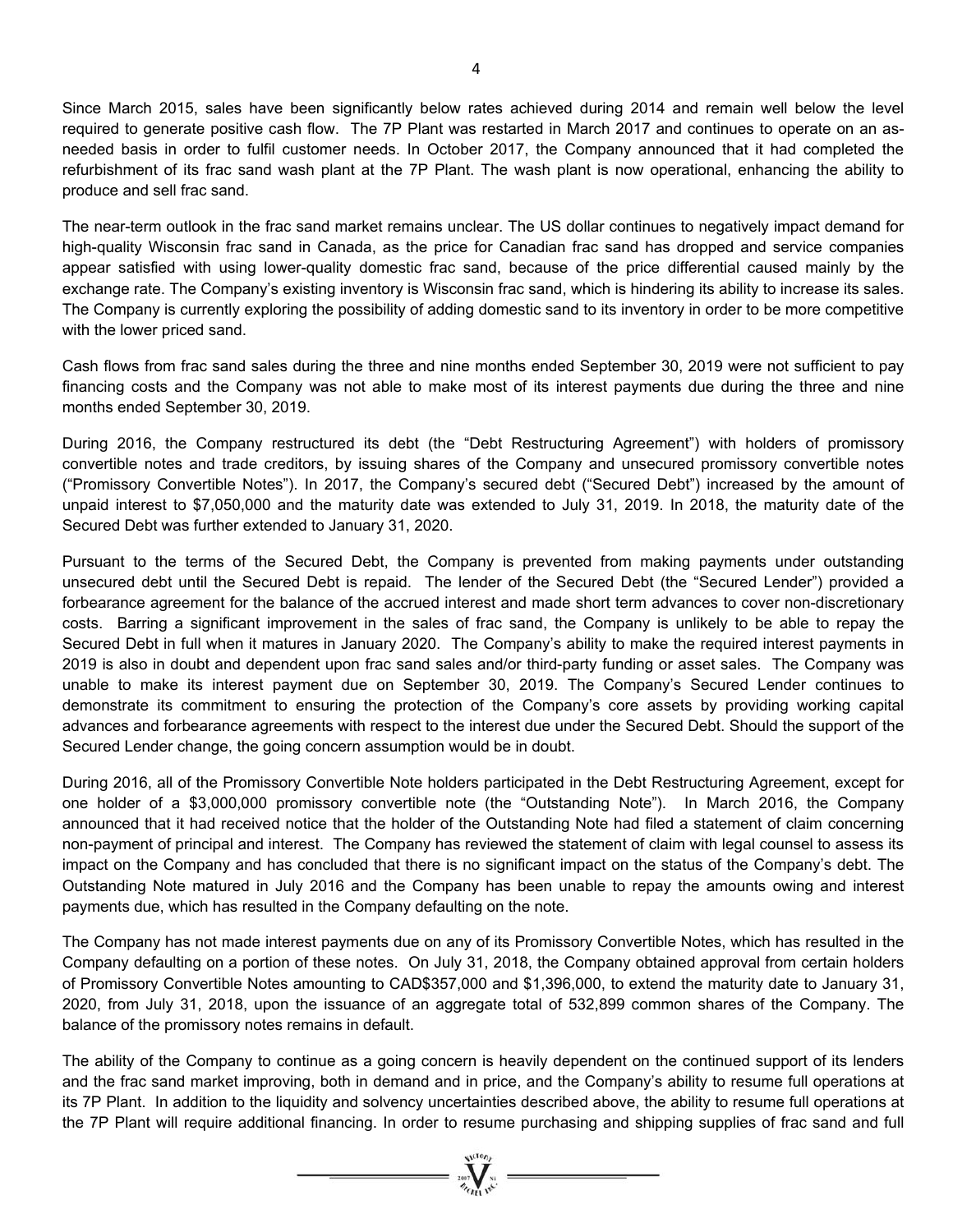Since March 2015, sales have been significantly below rates achieved during 2014 and remain well below the level required to generate positive cash flow. The 7P Plant was restarted in March 2017 and continues to operate on an as-needed basis in order to fulfil customer needs. In October 2017, the Company announced that it had completed the refurbishment of its frac sand wash plant at the 7P Plant. The wash plant is now operational, enhancing the ability to produce and sell frac sand.

The near-term outlook in the frac sand market remains unclear. The US dollar continues to negatively impact demand for high-quality Wisconsin frac sand in Canada, as the price for Canadian frac sand has dropped and service companies appear satisfied with using lower-quality domestic frac sand, because of the price differential caused mainly by the exchange rate. The Company's existing inventory is Wisconsin frac sand, which is hindering its ability to increase its sales. The Company is currently exploring the possibility of adding domestic sand to its inventory in order to be more competitive with the lower priced sand.

Cash flows from frac sand sales during the three and nine months ended September 30, 2019 were not sufficient to pay financing costs and the Company was not able to make most of its interest payments due during the three and nine months ended September 30, 2019.

During 2016, the Company restructured its debt (the "Debt Restructuring Agreement") with holders of promissory convertible notes and trade creditors, by issuing shares of the Company and unsecured promissory convertible notes ("Promissory Convertible Notes"). In 2017, the Company's secured debt ("Secured Debt") increased by the amount of unpaid interest to $7,050,000 and the maturity date was extended to July 31, 2019. In 2018, the maturity date of the Secured Debt was further extended to January 31, 2020.

Pursuant to the terms of the Secured Debt, the Company is prevented from making payments under outstanding unsecured debt until the Secured Debt is repaid. The lender of the Secured Debt (the "Secured Lender") provided a forbearance agreement for the balance of the accrued interest and made short term advances to cover non-discretionary costs. Barring a significant improvement in the sales of frac sand, the Company is unlikely to be able to repay the Secured Debt in full when it matures in January 2020. The Company's ability to make the required interest payments in 2019 is also in doubt and dependent upon frac sand sales and/or third-party funding or asset sales. The Company was unable to make its interest payment due on September 30, 2019. The Company's Secured Lender continues to demonstrate its commitment to ensuring the protection of the Company's core assets by providing working capital advances and forbearance agreements with respect to the interest due under the Secured Debt. Should the support of the Secured Lender change, the going concern assumption would be in doubt.

During 2016, all of the Promissory Convertible Note holders participated in the Debt Restructuring Agreement, except for one holder of a $3,000,000 promissory convertible note (the "Outstanding Note"). In March 2016, the Company announced that it had received notice that the holder of the Outstanding Note had filed a statement of claim concerning non-payment of principal and interest. The Company has reviewed the statement of claim with legal counsel to assess its impact on the Company and has concluded that there is no significant impact on the status of the Company's debt. The Outstanding Note matured in July 2016 and the Company has been unable to repay the amounts owing and interest payments due, which has resulted in the Company defaulting on the note.

The Company has not made interest payments due on any of its Promissory Convertible Notes, which has resulted in the Company defaulting on a portion of these notes. On July 31, 2018, the Company obtained approval from certain holders of Promissory Convertible Notes amounting to CAD$357,000 and $1,396,000, to extend the maturity date to January 31, 2020, from July 31, 2018, upon the issuance of an aggregate total of 532,899 common shares of the Company. The balance of the promissory notes remains in default.

The ability of the Company to continue as a going concern is heavily dependent on the continued support of its lenders and the frac sand market improving, both in demand and in price, and the Company's ability to resume full operations at its 7P Plant. In addition to the liquidity and solvency uncertainties described above, the ability to resume full operations at the 7P Plant will require additional financing. In order to resume purchasing and shipping supplies of frac sand and full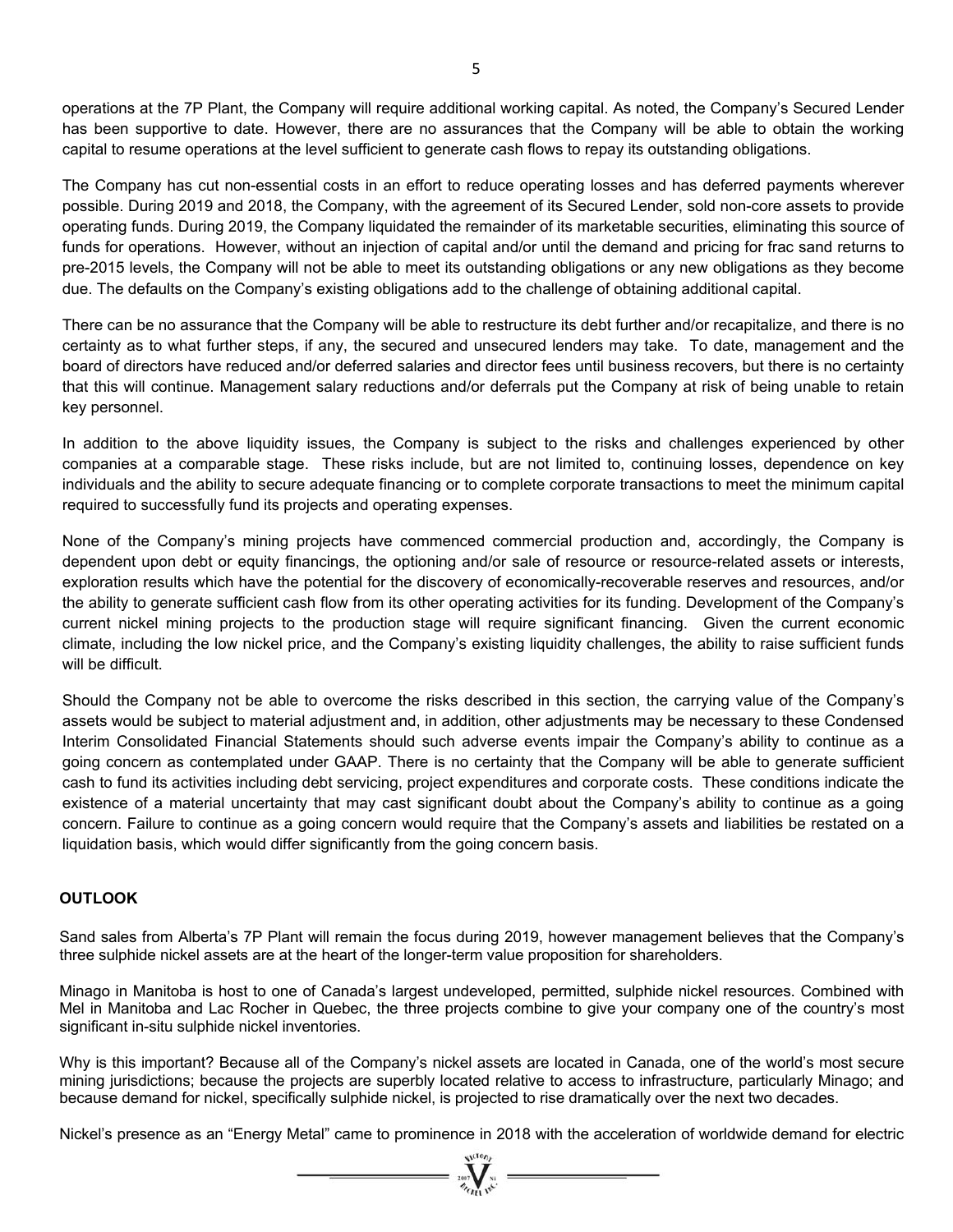operations at the 7P Plant, the Company will require additional working capital. As noted, the Company's Secured Lender has been supportive to date. However, there are no assurances that the Company will be able to obtain the working capital to resume operations at the level sufficient to generate cash flows to repay its outstanding obligations.

The Company has cut non-essential costs in an effort to reduce operating losses and has deferred payments wherever possible. During 2019 and 2018, the Company, with the agreement of its Secured Lender, sold non-core assets to provide operating funds. During 2019, the Company liquidated the remainder of its marketable securities, eliminating this source of funds for operations. However, without an injection of capital and/or until the demand and pricing for frac sand returns to pre-2015 levels, the Company will not be able to meet its outstanding obligations or any new obligations as they become due. The defaults on the Company's existing obligations add to the challenge of obtaining additional capital.

There can be no assurance that the Company will be able to restructure its debt further and/or recapitalize, and there is no certainty as to what further steps, if any, the secured and unsecured lenders may take. To date, management and the board of directors have reduced and/or deferred salaries and director fees until business recovers, but there is no certainty that this will continue. Management salary reductions and/or deferrals put the Company at risk of being unable to retain key personnel.

In addition to the above liquidity issues, the Company is subject to the risks and challenges experienced by other companies at a comparable stage. These risks include, but are not limited to, continuing losses, dependence on key individuals and the ability to secure adequate financing or to complete corporate transactions to meet the minimum capital required to successfully fund its projects and operating expenses.

None of the Company's mining projects have commenced commercial production and, accordingly, the Company is dependent upon debt or equity financings, the optioning and/or sale of resource or resource-related assets or interests, exploration results which have the potential for the discovery of economically-recoverable reserves and resources, and/or the ability to generate sufficient cash flow from its other operating activities for its funding. Development of the Company's current nickel mining projects to the production stage will require significant financing. Given the current economic climate, including the low nickel price, and the Company's existing liquidity challenges, the ability to raise sufficient funds will be difficult.

Should the Company not be able to overcome the risks described in this section, the carrying value of the Company's assets would be subject to material adjustment and, in addition, other adjustments may be necessary to these Condensed Interim Consolidated Financial Statements should such adverse events impair the Company's ability to continue as a going concern as contemplated under GAAP. There is no certainty that the Company will be able to generate sufficient cash to fund its activities including debt servicing, project expenditures and corporate costs. These conditions indicate the existence of a material uncertainty that may cast significant doubt about the Company's ability to continue as a going concern. Failure to continue as a going concern would require that the Company's assets and liabilities be restated on a liquidation basis, which would differ significantly from the going concern basis.

## OUTLOOK

Sand sales from Alberta's 7P Plant will remain the focus during 2019, however management believes that the Company's three sulphide nickel assets are at the heart of the longer-term value proposition for shareholders.

Minago in Manitoba is host to one of Canada's largest undeveloped, permitted, sulphide nickel resources. Combined with Mel in Manitoba and Lac Rocher in Quebec, the three projects combine to give your company one of the country's most significant in-situ sulphide nickel inventories.

Why is this important? Because all of the Company's nickel assets are located in Canada, one of the world's most secure mining jurisdictions; because the projects are superbly located relative to access to infrastructure, particularly Minago; and because demand for nickel, specifically sulphide nickel, is projected to rise dramatically over the next two decades.

Nickel's presence as an "Energy Metal" came to prominence in 2018 with the acceleration of worldwide demand for electric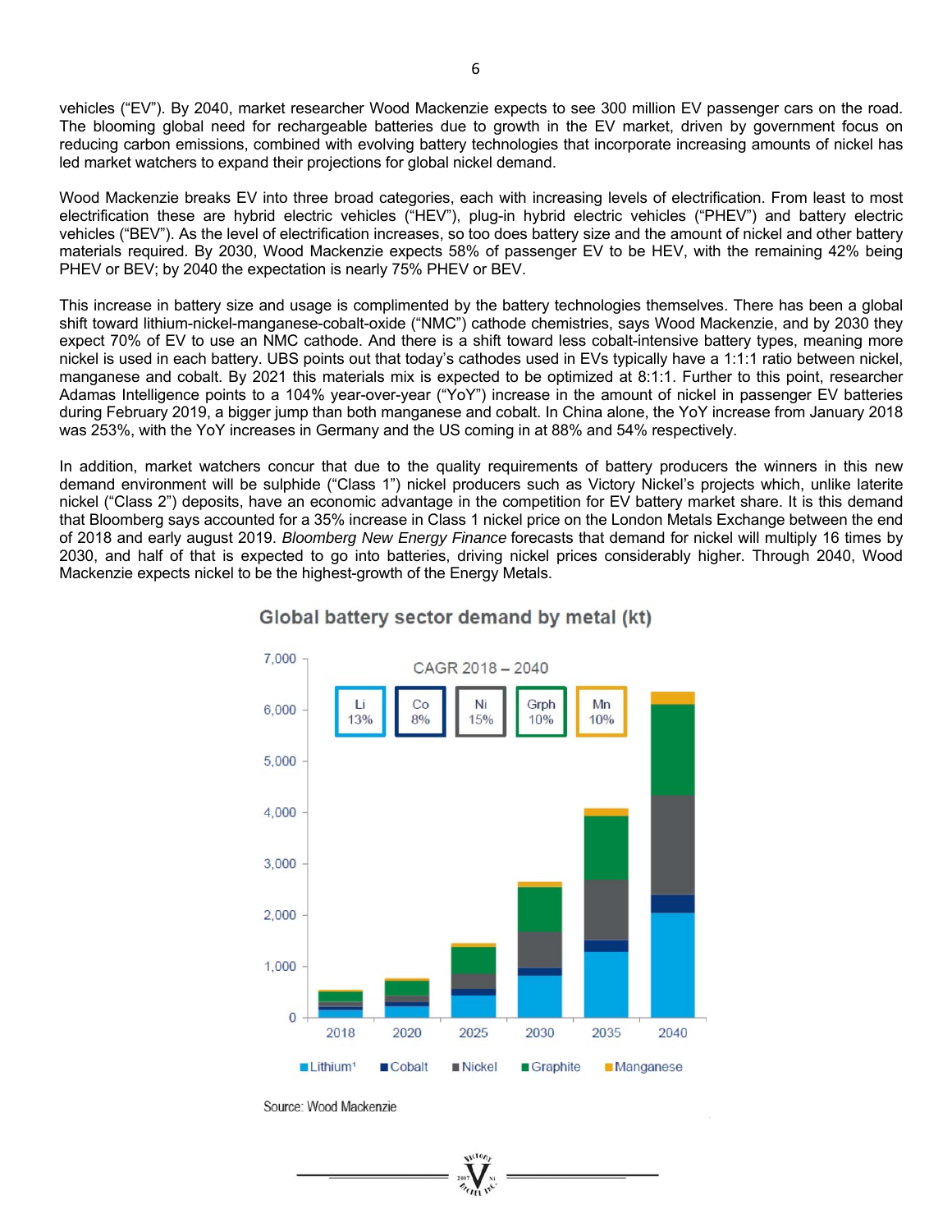vehicles ("EV"). By 2040, market researcher Wood Mackenzie expects to see 300 million EV passenger cars on the road. The blooming global need for rechargeable batteries due to growth in the EV market, driven by government focus on reducing carbon emissions, combined with evolving battery technologies that incorporate increasing amounts of nickel has led market watchers to expand their projections for global nickel demand.

Wood Mackenzie breaks EV into three broad categories, each with increasing levels of electrification. From least to most electrification these are hybrid electric vehicles ("HEV"), plug-in hybrid electric vehicles ("PHEV") and battery electric vehicles ("BEV"). As the level of electrification increases, so too does battery size and the amount of nickel and other battery materials required. By 2030, Wood Mackenzie expects 58% of passenger EV to be HEV, with the remaining 42% being PHEV or BEV; by 2040 the expectation is nearly 75% PHEV or BEV.

This increase in battery size and usage is complimented by the battery technologies themselves. There has been a global shift toward lithium-nickel-manganese-cobalt-oxide ("NMC") cathode chemistries, says Wood Mackenzie, and by 2030 they expect 70% of EV to use an NMC cathode. And there is a shift toward less cobalt-intensive battery types, meaning more nickel is used in each battery. UBS points out that today's cathodes used in EVs typically have a 1:1:1 ratio between nickel, manganese and cobalt. By 2021 this materials mix is expected to be optimized at 8:1:1. Further to this point, researcher Adamas Intelligence points to a 104% year-over-year ("YoY") increase in the amount of nickel in passenger EV batteries during February 2019, a bigger jump than both manganese and cobalt. In China alone, the YoY increase from January 2018 was 253%, with the YoY increases in Germany and the US coming in at 88% and 54% respectively.

In addition, market watchers concur that due to the quality requirements of battery producers the winners in this new demand environment will be sulphide ("Class 1") nickel producers such as Victory Nickel's projects which, unlike laterite nickel ("Class 2") deposits, have an economic advantage in the competition for EV battery market share. It is this demand that Bloomberg says accounted for a 35% increase in Class 1 nickel price on the London Metals Exchange between the end of 2018 and early august 2019. *Bloomberg New Energy Finance* forecasts that demand for nickel will multiply 16 times by 2030, and half of that is expected to go into batteries, driving nickel prices considerably higher. Through 2040, Wood Mackenzie expects nickel to be the highest-growth of the Energy Metals.

**Global battery sector demand by metal (kt)**

CAGR 2018 – 2040: Li 13%, Co 8%, Ni 15%, Grph 10%, Mn 10%

Legend: Lithium[1], Cobalt, Nickel, Graphite, Manganese

Source: Wood Mackenzie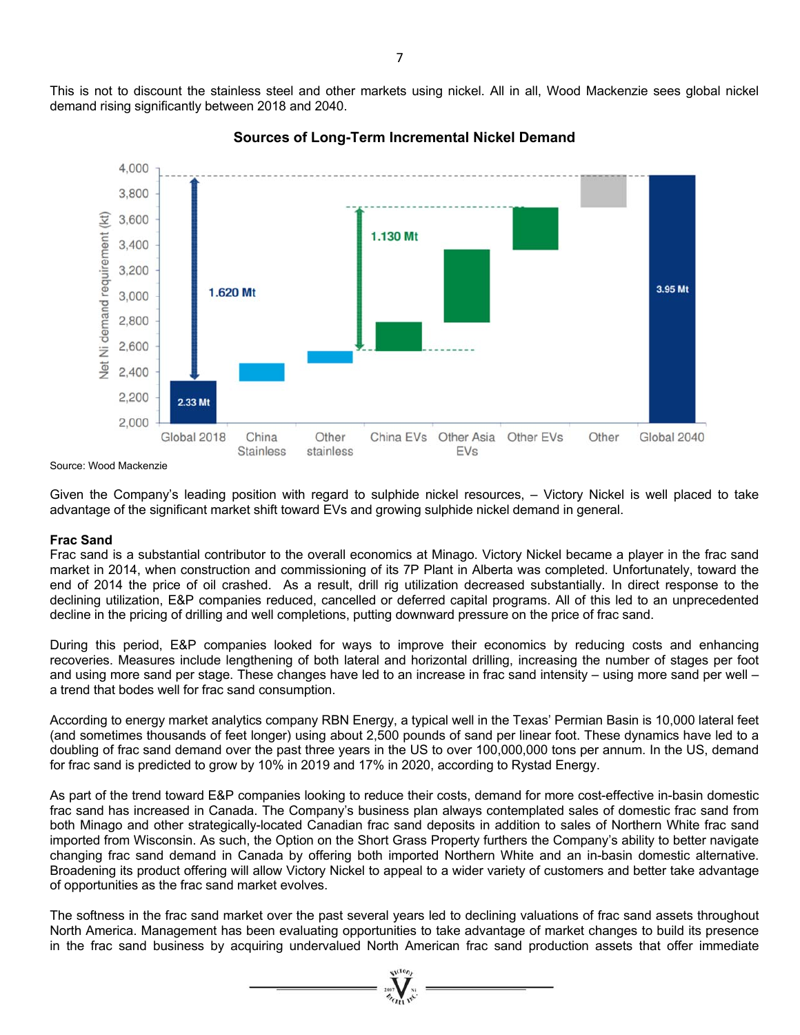This is not to discount the stainless steel and other markets using nickel. All in all, Wood Mackenzie sees global nickel demand rising significantly between 2018 and 2040.

**Sources of Long-Term Incremental Nickel Demand**

Source: Wood Mackenzie

Given the Company's leading position with regard to sulphide nickel resources, – Victory Nickel is well placed to take advantage of the significant market shift toward EVs and growing sulphide nickel demand in general.

**Frac Sand**

Frac sand is a substantial contributor to the overall economics at Minago. Victory Nickel became a player in the frac sand market in 2014, when construction and commissioning of its 7P Plant in Alberta was completed. Unfortunately, toward the end of 2014 the price of oil crashed. As a result, drill rig utilization decreased substantially. In direct response to the declining utilization, E&P companies reduced, cancelled or deferred capital programs. All of this led to an unprecedented decline in the pricing of drilling and well completions, putting downward pressure on the price of frac sand.

During this period, E&P companies looked for ways to improve their economics by reducing costs and enhancing recoveries. Measures include lengthening of both lateral and horizontal drilling, increasing the number of stages per foot and using more sand per stage. These changes have led to an increase in frac sand intensity – using more sand per well – a trend that bodes well for frac sand consumption.

According to energy market analytics company RBN Energy, a typical well in the Texas' Permian Basin is 10,000 lateral feet (and sometimes thousands of feet longer) using about 2,500 pounds of sand per linear foot. These dynamics have led to a doubling of frac sand demand over the past three years in the US to over 100,000,000 tons per annum. In the US, demand for frac sand is predicted to grow by 10% in 2019 and 17% in 2020, according to Rystad Energy.

As part of the trend toward E&P companies looking to reduce their costs, demand for more cost-effective in-basin domestic frac sand has increased in Canada. The Company's business plan always contemplated sales of domestic frac sand from both Minago and other strategically-located Canadian frac sand deposits in addition to sales of Northern White frac sand imported from Wisconsin. As such, the Option on the Short Grass Property furthers the Company's ability to better navigate changing frac sand demand in Canada by offering both imported Northern White and an in-basin domestic alternative. Broadening its product offering will allow Victory Nickel to appeal to a wider variety of customers and better take advantage of opportunities as the frac sand market evolves.

The softness in the frac sand market over the past several years led to declining valuations of frac sand assets throughout North America. Management has been evaluating opportunities to take advantage of market changes to build its presence in the frac sand business by acquiring undervalued North American frac sand production assets that offer immediate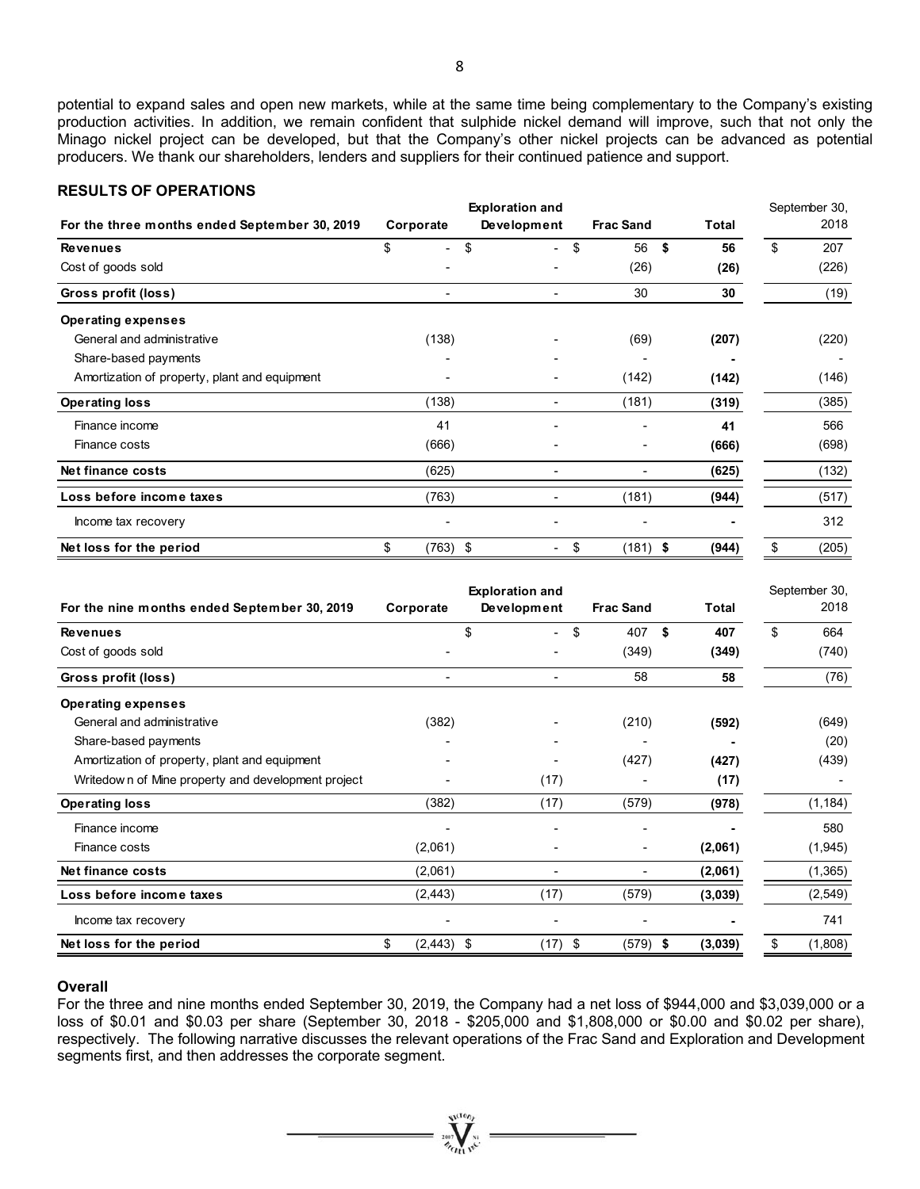potential to expand sales and open new markets, while at the same time being complementary to the Company's existing production activities. In addition, we remain confident that sulphide nickel demand will improve, such that not only the Minago nickel project can be developed, but that the Company's other nickel projects can be advanced as potential producers. We thank our shareholders, lenders and suppliers for their continued patience and support.

## RESULTS OF OPERATIONS

| For the three months ended September 30, 2019 | Corporate | Exploration and Development | Frac Sand | Total | September 30, 2018 |
|---|---|---|---|---|---|
| **Revenues** | $ - | $ - | $ 56 | **$ 56** | $ 207 |
| Cost of goods sold | - | - | (26) | **(26)** | (226) |
| **Gross profit (loss)** | - | - | 30 | **30** | (19) |
| **Operating expenses** | | | | | |
| General and administrative | (138) | - | (69) | **(207)** | (220) |
| Share-based payments | - | - | - | **-** | - |
| Amortization of property, plant and equipment | - | - | (142) | **(142)** | (146) |
| **Operating loss** | (138) | - | (181) | **(319)** | (385) |
| Finance income | 41 | - | - | **41** | 566 |
| Finance costs | (666) | - | - | **(666)** | (698) |
| **Net finance costs** | (625) | - | - | **(625)** | (132) |
| **Loss before income taxes** | (763) | - | (181) | **(944)** | (517) |
| Income tax recovery | - | - | - | **-** | 312 |
| **Net loss for the period** | $ (763) | $ - | $ (181) | **$ (944)** | $ (205) |

| For the nine months ended September 30, 2019 | Corporate | Exploration and Development | Frac Sand | Total | September 30, 2018 |
|---|---|---|---|---|---|
| **Revenues** | | $ - | $ 407 | **$ 407** | $ 664 |
| Cost of goods sold | - | - | (349) | **(349)** | (740) |
| **Gross profit (loss)** | - | - | 58 | **58** | (76) |
| **Operating expenses** | | | | | |
| General and administrative | (382) | - | (210) | **(592)** | (649) |
| Share-based payments | - | - | - | **-** | (20) |
| Amortization of property, plant and equipment | - | - | (427) | **(427)** | (439) |
| Writedown of Mine property and development project | - | (17) | - | **(17)** | - |
| **Operating loss** | (382) | (17) | (579) | **(978)** | (1,184) |
| Finance income | - | - | - | **-** | 580 |
| Finance costs | (2,061) | - | - | **(2,061)** | (1,945) |
| **Net finance costs** | (2,061) | - | - | **(2,061)** | (1,365) |
| **Loss before income taxes** | (2,443) | (17) | (579) | **(3,039)** | (2,549) |
| Income tax recovery | - | - | - | **-** | 741 |
| **Net loss for the period** | $ (2,443) | $ (17) | $ (579) | **$ (3,039)** | $ (1,808) |

### Overall

For the three and nine months ended September 30, 2019, the Company had a net loss of $944,000 and $3,039,000 or a loss of $0.01 and $0.03 per share (September 30, 2018 - $205,000 and $1,808,000 or $0.00 and $0.02 per share), respectively. The following narrative discusses the relevant operations of the Frac Sand and Exploration and Development segments first, and then addresses the corporate segment.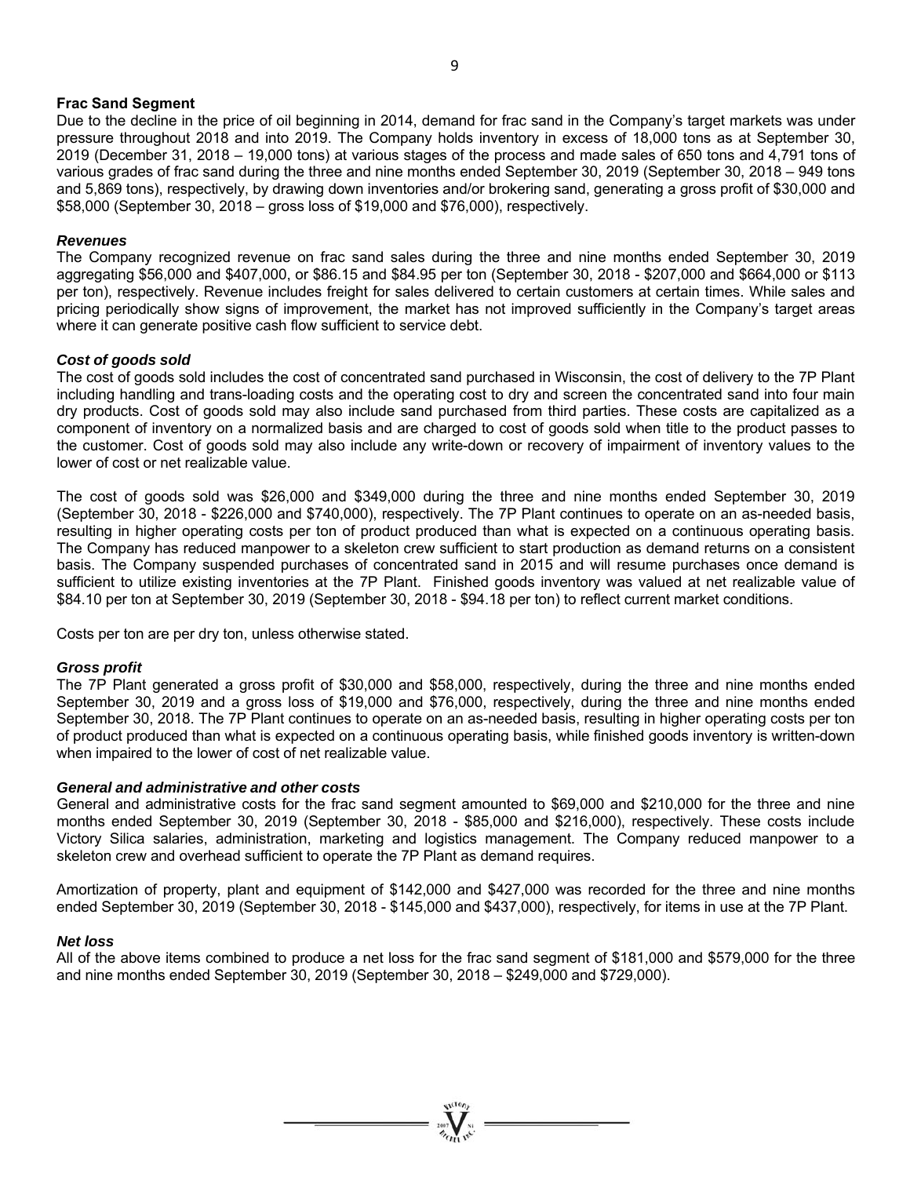**Frac Sand Segment**

Due to the decline in the price of oil beginning in 2014, demand for frac sand in the Company's target markets was under pressure throughout 2018 and into 2019. The Company holds inventory in excess of 18,000 tons as at September 30, 2019 (December 31, 2018 – 19,000 tons) at various stages of the process and made sales of 650 tons and 4,791 tons of various grades of frac sand during the three and nine months ended September 30, 2019 (September 30, 2018 – 949 tons and 5,869 tons), respectively, by drawing down inventories and/or brokering sand, generating a gross profit of $30,000 and $58,000 (September 30, 2018 – gross loss of $19,000 and $76,000), respectively.

***Revenues***

The Company recognized revenue on frac sand sales during the three and nine months ended September 30, 2019 aggregating $56,000 and $407,000, or $86.15 and $84.95 per ton (September 30, 2018 - $207,000 and $664,000 or $113 per ton), respectively. Revenue includes freight for sales delivered to certain customers at certain times. While sales and pricing periodically show signs of improvement, the market has not improved sufficiently in the Company's target areas where it can generate positive cash flow sufficient to service debt.

***Cost of goods sold***

The cost of goods sold includes the cost of concentrated sand purchased in Wisconsin, the cost of delivery to the 7P Plant including handling and trans-loading costs and the operating cost to dry and screen the concentrated sand into four main dry products. Cost of goods sold may also include sand purchased from third parties. These costs are capitalized as a component of inventory on a normalized basis and are charged to cost of goods sold when title to the product passes to the customer. Cost of goods sold may also include any write-down or recovery of impairment of inventory values to the lower of cost or net realizable value.

The cost of goods sold was $26,000 and $349,000 during the three and nine months ended September 30, 2019 (September 30, 2018 - $226,000 and $740,000), respectively. The 7P Plant continues to operate on an as-needed basis, resulting in higher operating costs per ton of product produced than what is expected on a continuous operating basis. The Company has reduced manpower to a skeleton crew sufficient to start production as demand returns on a consistent basis. The Company suspended purchases of concentrated sand in 2015 and will resume purchases once demand is sufficient to utilize existing inventories at the 7P Plant. Finished goods inventory was valued at net realizable value of $84.10 per ton at September 30, 2019 (September 30, 2018 - $94.18 per ton) to reflect current market conditions.

Costs per ton are per dry ton, unless otherwise stated.

***Gross profit***

The 7P Plant generated a gross profit of $30,000 and $58,000, respectively, during the three and nine months ended September 30, 2019 and a gross loss of $19,000 and $76,000, respectively, during the three and nine months ended September 30, 2018. The 7P Plant continues to operate on an as-needed basis, resulting in higher operating costs per ton of product produced than what is expected on a continuous operating basis, while finished goods inventory is written-down when impaired to the lower of cost of net realizable value.

***General and administrative and other costs***

General and administrative costs for the frac sand segment amounted to $69,000 and $210,000 for the three and nine months ended September 30, 2019 (September 30, 2018 - $85,000 and $216,000), respectively. These costs include Victory Silica salaries, administration, marketing and logistics management. The Company reduced manpower to a skeleton crew and overhead sufficient to operate the 7P Plant as demand requires.

Amortization of property, plant and equipment of $142,000 and $427,000 was recorded for the three and nine months ended September 30, 2019 (September 30, 2018 - $145,000 and $437,000), respectively, for items in use at the 7P Plant.

***Net loss***

All of the above items combined to produce a net loss for the frac sand segment of $181,000 and $579,000 for the three and nine months ended September 30, 2019 (September 30, 2018 – $249,000 and $729,000).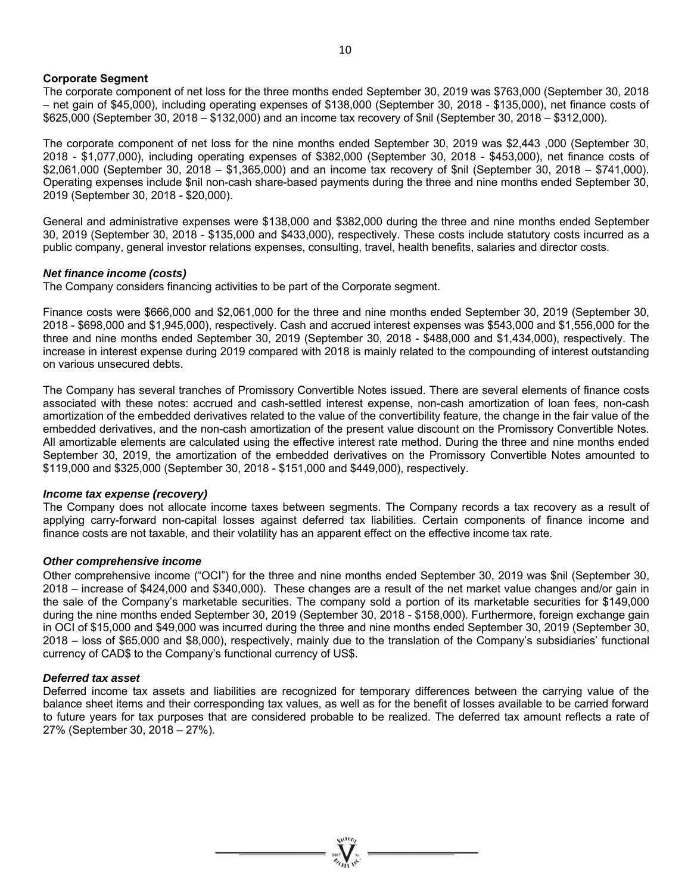**Corporate Segment**

The corporate component of net loss for the three months ended September 30, 2019 was $763,000 (September 30, 2018 – net gain of $45,000), including operating expenses of $138,000 (September 30, 2018 - $135,000), net finance costs of $625,000 (September 30, 2018 – $132,000) and an income tax recovery of $nil (September 30, 2018 – $312,000).

The corporate component of net loss for the nine months ended September 30, 2019 was $2,443 ,000 (September 30, 2018 - $1,077,000), including operating expenses of $382,000 (September 30, 2018 - $453,000), net finance costs of $2,061,000 (September 30, 2018 – $1,365,000) and an income tax recovery of $nil (September 30, 2018 – $741,000). Operating expenses include $nil non-cash share-based payments during the three and nine months ended September 30, 2019 (September 30, 2018 - $20,000).

General and administrative expenses were $138,000 and $382,000 during the three and nine months ended September 30, 2019 (September 30, 2018 - $135,000 and $433,000), respectively. These costs include statutory costs incurred as a public company, general investor relations expenses, consulting, travel, health benefits, salaries and director costs.

***Net finance income (costs)***

The Company considers financing activities to be part of the Corporate segment.

Finance costs were $666,000 and $2,061,000 for the three and nine months ended September 30, 2019 (September 30, 2018 - $698,000 and $1,945,000), respectively. Cash and accrued interest expenses was $543,000 and $1,556,000 for the three and nine months ended September 30, 2019 (September 30, 2018 - $488,000 and $1,434,000), respectively. The increase in interest expense during 2019 compared with 2018 is mainly related to the compounding of interest outstanding on various unsecured debts.

The Company has several tranches of Promissory Convertible Notes issued. There are several elements of finance costs associated with these notes: accrued and cash-settled interest expense, non-cash amortization of loan fees, non-cash amortization of the embedded derivatives related to the value of the convertibility feature, the change in the fair value of the embedded derivatives, and the non-cash amortization of the present value discount on the Promissory Convertible Notes. All amortizable elements are calculated using the effective interest rate method. During the three and nine months ended September 30, 2019, the amortization of the embedded derivatives on the Promissory Convertible Notes amounted to $119,000 and $325,000 (September 30, 2018 - $151,000 and $449,000), respectively.

***Income tax expense (recovery)***

The Company does not allocate income taxes between segments. The Company records a tax recovery as a result of applying carry-forward non-capital losses against deferred tax liabilities. Certain components of finance income and finance costs are not taxable, and their volatility has an apparent effect on the effective income tax rate.

***Other comprehensive income***

Other comprehensive income ("OCI") for the three and nine months ended September 30, 2019 was $nil (September 30, 2018 – increase of $424,000 and $340,000). These changes are a result of the net market value changes and/or gain in the sale of the Company's marketable securities. The company sold a portion of its marketable securities for $149,000 during the nine months ended September 30, 2019 (September 30, 2018 - $158,000). Furthermore, foreign exchange gain in OCI of $15,000 and $49,000 was incurred during the three and nine months ended September 30, 2019 (September 30, 2018 – loss of $65,000 and $8,000), respectively, mainly due to the translation of the Company's subsidiaries' functional currency of CAD$ to the Company's functional currency of US$.

***Deferred tax asset***

Deferred income tax assets and liabilities are recognized for temporary differences between the carrying value of the balance sheet items and their corresponding tax values, as well as for the benefit of losses available to be carried forward to future years for tax purposes that are considered probable to be realized. The deferred tax amount reflects a rate of 27% (September 30, 2018 – 27%).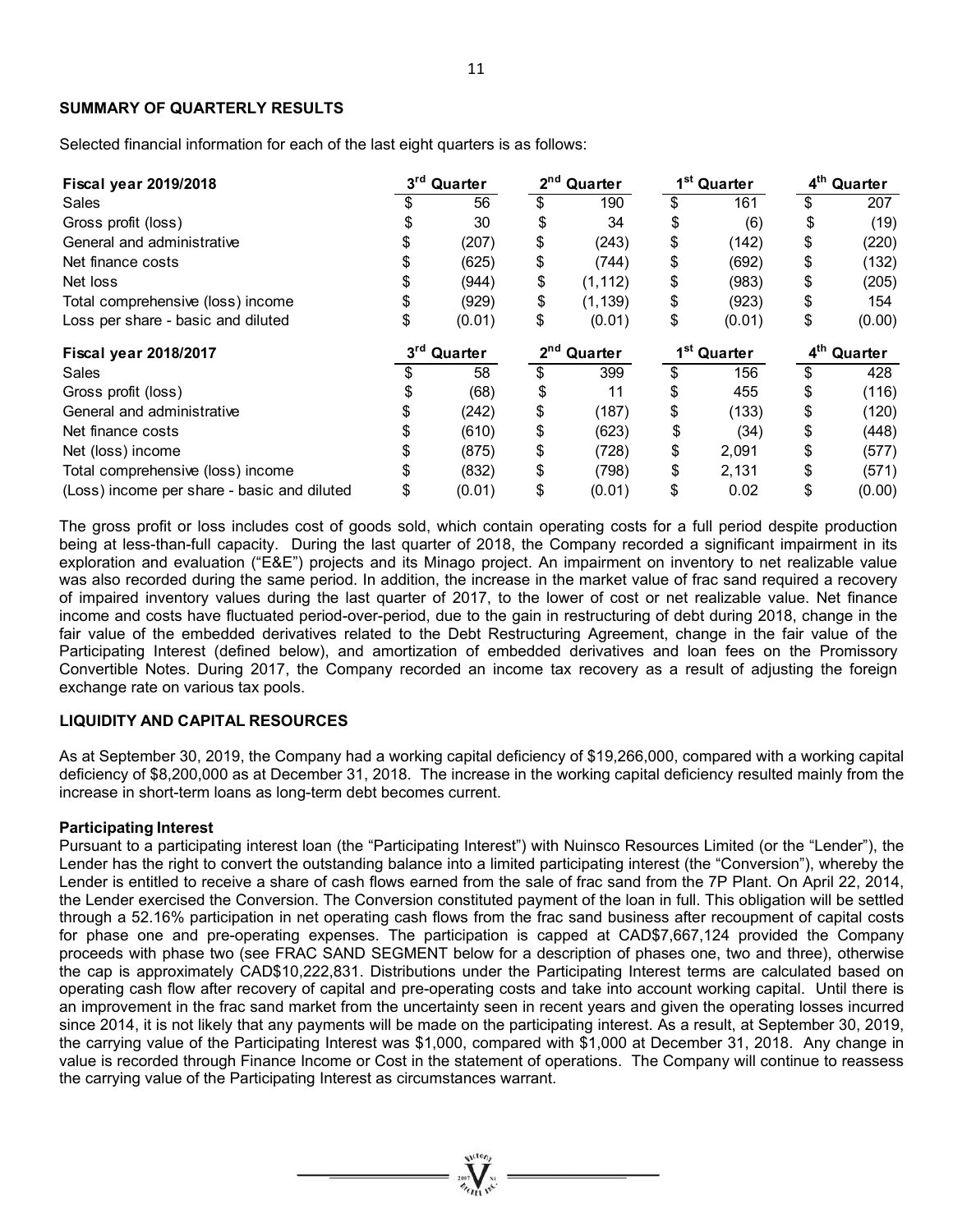## SUMMARY OF QUARTERLY RESULTS

Selected financial information for each of the last eight quarters is as follows:

| Fiscal year 2019/2018 | 3rd Quarter | 2nd Quarter | 1st Quarter | 4th Quarter |
|---|---|---|---|---|
| Sales | $ 56 | $ 190 | $ 161 | $ 207 |
| Gross profit (loss) | $ 30 | $ 34 | $ (6) | $ (19) |
| General and administrative | $ (207) | $ (243) | $ (142) | $ (220) |
| Net finance costs | $ (625) | $ (744) | $ (692) | $ (132) |
| Net loss | $ (944) | $ (1,112) | $ (983) | $ (205) |
| Total comprehensive (loss) income | $ (929) | $ (1,139) | $ (923) | $ 154 |
| Loss per share - basic and diluted | $ (0.01) | $ (0.01) | $ (0.01) | $ (0.00) |
| **Fiscal year 2018/2017** | **3rd Quarter** | **2nd Quarter** | **1st Quarter** | **4th Quarter** |
| Sales | $ 58 | $ 399 | $ 156 | $ 428 |
| Gross profit (loss) | $ (68) | $ 11 | $ 455 | $ (116) |
| General and administrative | $ (242) | $ (187) | $ (133) | $ (120) |
| Net finance costs | $ (610) | $ (623) | $ (34) | $ (448) |
| Net (loss) income | $ (875) | $ (728) | $ 2,091 | $ (577) |
| Total comprehensive (loss) income | $ (832) | $ (798) | $ 2,131 | $ (571) |
| (Loss) income per share - basic and diluted | $ (0.01) | $ (0.01) | $ 0.02 | $ (0.00) |

The gross profit or loss includes cost of goods sold, which contain operating costs for a full period despite production being at less-than-full capacity. During the last quarter of 2018, the Company recorded a significant impairment in its exploration and evaluation ("E&E") projects and its Minago project. An impairment on inventory to net realizable value was also recorded during the same period. In addition, the increase in the market value of frac sand required a recovery of impaired inventory values during the last quarter of 2017, to the lower of cost or net realizable value. Net finance income and costs have fluctuated period-over-period, due to the gain in restructuring of debt during 2018, change in the fair value of the embedded derivatives related to the Debt Restructuring Agreement, change in the fair value of the Participating Interest (defined below), and amortization of embedded derivatives and loan fees on the Promissory Convertible Notes. During 2017, the Company recorded an income tax recovery as a result of adjusting the foreign exchange rate on various tax pools.

## LIQUIDITY AND CAPITAL RESOURCES

As at September 30, 2019, the Company had a working capital deficiency of $19,266,000, compared with a working capital deficiency of $8,200,000 as at December 31, 2018. The increase in the working capital deficiency resulted mainly from the increase in short-term loans as long-term debt becomes current.

### Participating Interest

Pursuant to a participating interest loan (the "Participating Interest") with Nuinsco Resources Limited (or the "Lender"), the Lender has the right to convert the outstanding balance into a limited participating interest (the "Conversion"), whereby the Lender is entitled to receive a share of cash flows earned from the sale of frac sand from the 7P Plant. On April 22, 2014, the Lender exercised the Conversion. The Conversion constituted payment of the loan in full. This obligation will be settled through a 52.16% participation in net operating cash flows from the frac sand business after recoupment of capital costs for phase one and pre-operating expenses. The participation is capped at CAD$7,667,124 provided the Company proceeds with phase two (see FRAC SAND SEGMENT below for a description of phases one, two and three), otherwise the cap is approximately CAD$10,222,831. Distributions under the Participating Interest terms are calculated based on operating cash flow after recovery of capital and pre-operating costs and take into account working capital. Until there is an improvement in the frac sand market from the uncertainty seen in recent years and given the operating losses incurred since 2014, it is not likely that any payments will be made on the participating interest. As a result, at September 30, 2019, the carrying value of the Participating Interest was $1,000, compared with $1,000 at December 31, 2018. Any change in value is recorded through Finance Income or Cost in the statement of operations. The Company will continue to reassess the carrying value of the Participating Interest as circumstances warrant.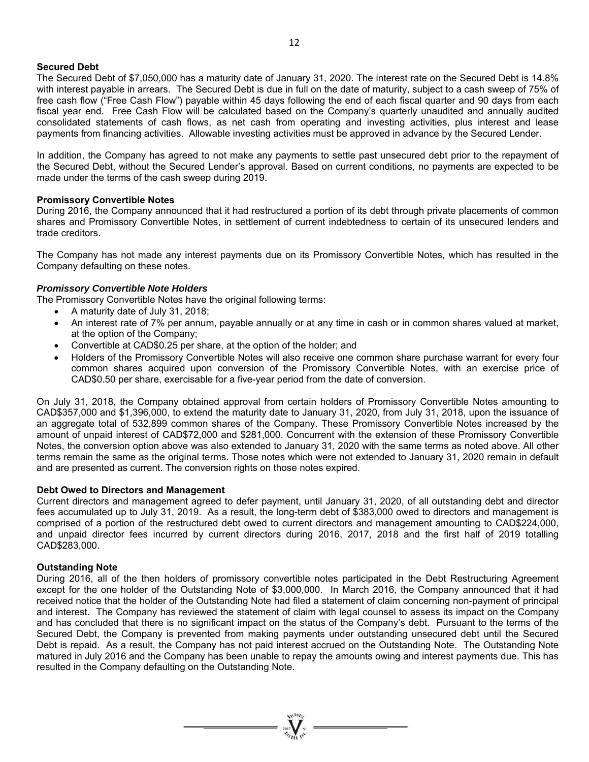## Secured Debt

The Secured Debt of $7,050,000 has a maturity date of January 31, 2020. The interest rate on the Secured Debt is 14.8% with interest payable in arrears. The Secured Debt is due in full on the date of maturity, subject to a cash sweep of 75% of free cash flow ("Free Cash Flow") payable within 45 days following the end of each fiscal quarter and 90 days from each fiscal year end. Free Cash Flow will be calculated based on the Company's quarterly unaudited and annually audited consolidated statements of cash flows, as net cash from operating and investing activities, plus interest and lease payments from financing activities. Allowable investing activities must be approved in advance by the Secured Lender.

In addition, the Company has agreed to not make any payments to settle past unsecured debt prior to the repayment of the Secured Debt, without the Secured Lender's approval. Based on current conditions, no payments are expected to be made under the terms of the cash sweep during 2019.

## Promissory Convertible Notes

During 2016, the Company announced that it had restructured a portion of its debt through private placements of common shares and Promissory Convertible Notes, in settlement of current indebtedness to certain of its unsecured lenders and trade creditors.

The Company has not made any interest payments due on its Promissory Convertible Notes, which has resulted in the Company defaulting on these notes.

### *Promissory Convertible Note Holders*

The Promissory Convertible Notes have the original following terms:

- A maturity date of July 31, 2018;
- An interest rate of 7% per annum, payable annually or at any time in cash or in common shares valued at market, at the option of the Company;
- Convertible at CAD$0.25 per share, at the option of the holder; and
- Holders of the Promissory Convertible Notes will also receive one common share purchase warrant for every four common shares acquired upon conversion of the Promissory Convertible Notes, with an exercise price of CAD$0.50 per share, exercisable for a five-year period from the date of conversion.

On July 31, 2018, the Company obtained approval from certain holders of Promissory Convertible Notes amounting to CAD$357,000 and $1,396,000, to extend the maturity date to January 31, 2020, from July 31, 2018, upon the issuance of an aggregate total of 532,899 common shares of the Company. These Promissory Convertible Notes increased by the amount of unpaid interest of CAD$72,000 and $281,000. Concurrent with the extension of these Promissory Convertible Notes, the conversion option above was also extended to January 31, 2020 with the same terms as noted above. All other terms remain the same as the original terms. Those notes which were not extended to January 31, 2020 remain in default and are presented as current. The conversion rights on those notes expired.

## Debt Owed to Directors and Management

Current directors and management agreed to defer payment, until January 31, 2020, of all outstanding debt and director fees accumulated up to July 31, 2019. As a result, the long-term debt of $383,000 owed to directors and management is comprised of a portion of the restructured debt owed to current directors and management amounting to CAD$224,000, and unpaid director fees incurred by current directors during 2016, 2017, 2018 and the first half of 2019 totalling CAD$283,000.

## Outstanding Note

During 2016, all of the then holders of promissory convertible notes participated in the Debt Restructuring Agreement except for the one holder of the Outstanding Note of $3,000,000. In March 2016, the Company announced that it had received notice that the holder of the Outstanding Note had filed a statement of claim concerning non-payment of principal and interest. The Company has reviewed the statement of claim with legal counsel to assess its impact on the Company and has concluded that there is no significant impact on the status of the Company's debt. Pursuant to the terms of the Secured Debt, the Company is prevented from making payments under outstanding unsecured debt until the Secured Debt is repaid. As a result, the Company has not paid interest accrued on the Outstanding Note. The Outstanding Note matured in July 2016 and the Company has been unable to repay the amounts owing and interest payments due. This has resulted in the Company defaulting on the Outstanding Note.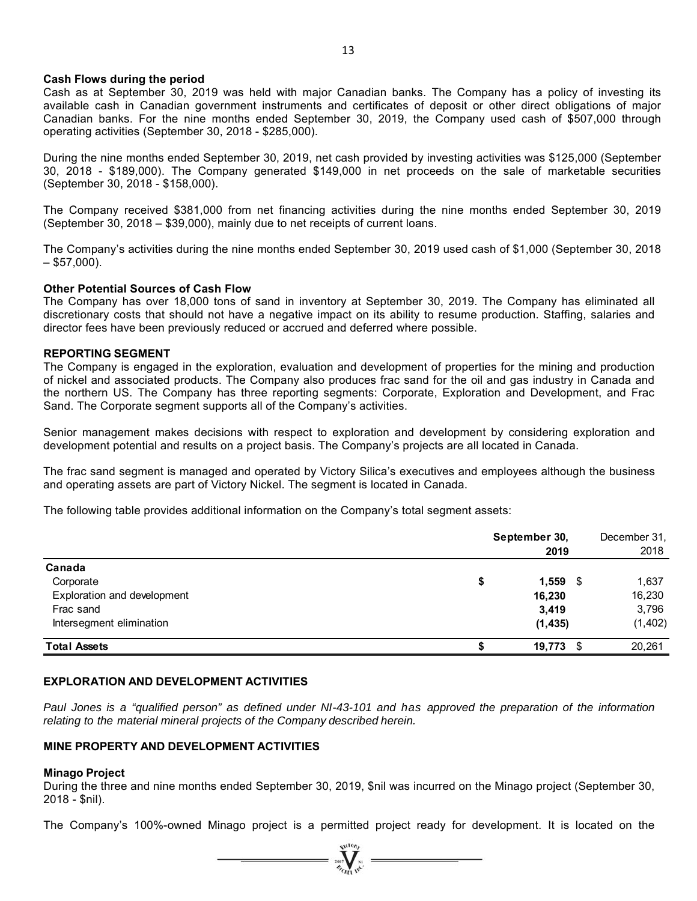**Cash Flows during the period**

Cash as at September 30, 2019 was held with major Canadian banks. The Company has a policy of investing its available cash in Canadian government instruments and certificates of deposit or other direct obligations of major Canadian banks. For the nine months ended September 30, 2019, the Company used cash of $507,000 through operating activities (September 30, 2018 - $285,000).

During the nine months ended September 30, 2019, net cash provided by investing activities was $125,000 (September 30, 2018 - $189,000). The Company generated $149,000 in net proceeds on the sale of marketable securities (September 30, 2018 - $158,000).

The Company received $381,000 from net financing activities during the nine months ended September 30, 2019 (September 30, 2018 – $39,000), mainly due to net receipts of current loans.

The Company's activities during the nine months ended September 30, 2019 used cash of $1,000 (September 30, 2018 – $57,000).

**Other Potential Sources of Cash Flow**

The Company has over 18,000 tons of sand in inventory at September 30, 2019. The Company has eliminated all discretionary costs that should not have a negative impact on its ability to resume production. Staffing, salaries and director fees have been previously reduced or accrued and deferred where possible.

## REPORTING SEGMENT

The Company is engaged in the exploration, evaluation and development of properties for the mining and production of nickel and associated products. The Company also produces frac sand for the oil and gas industry in Canada and the northern US. The Company has three reporting segments: Corporate, Exploration and Development, and Frac Sand. The Corporate segment supports all of the Company's activities.

Senior management makes decisions with respect to exploration and development by considering exploration and development potential and results on a project basis. The Company's projects are all located in Canada.

The frac sand segment is managed and operated by Victory Silica's executives and employees although the business and operating assets are part of Victory Nickel. The segment is located in Canada.

The following table provides additional information on the Company's total segment assets:

| | **September 30, 2019** | December 31, 2018 |
|---|---|---|
| **Canada** | | |
| Corporate | **$ 1,559** | $ 1,637 |
| Exploration and development | **16,230** | 16,230 |
| Frac sand | **3,419** | 3,796 |
| Intersegment elimination | **(1,435)** | (1,402) |
| **Total Assets** | **$ 19,773** | $ 20,261 |

## EXPLORATION AND DEVELOPMENT ACTIVITIES

*Paul Jones is a "qualified person" as defined under NI-43-101 and has approved the preparation of the information relating to the material mineral projects of the Company described herein.*

## MINE PROPERTY AND DEVELOPMENT ACTIVITIES

**Minago Project**

During the three and nine months ended September 30, 2019, $nil was incurred on the Minago project (September 30, 2018 - $nil).

The Company's 100%-owned Minago project is a permitted project ready for development. It is located on the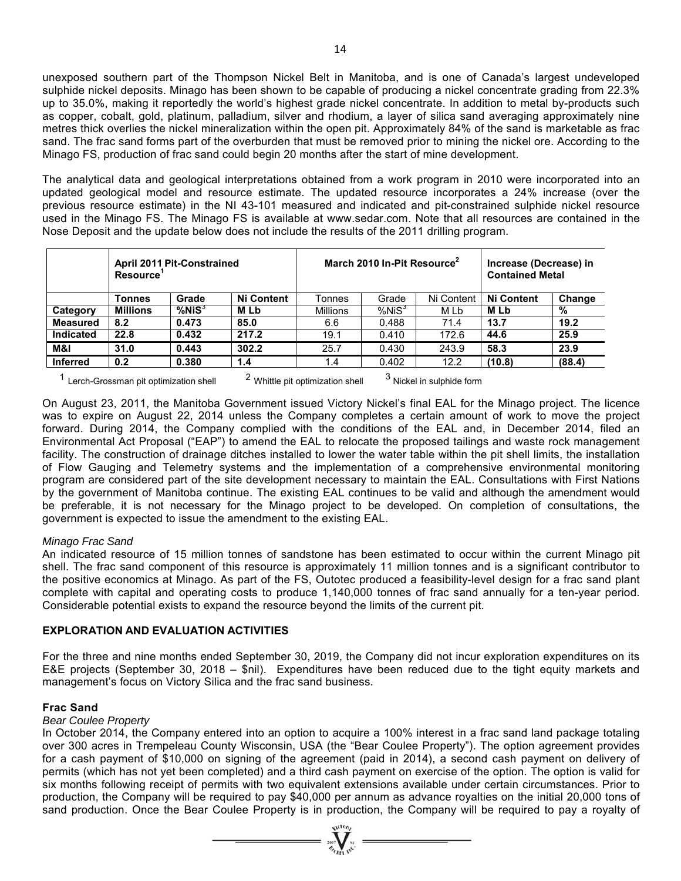unexposed southern part of the Thompson Nickel Belt in Manitoba, and is one of Canada's largest undeveloped sulphide nickel deposits. Minago has been shown to be capable of producing a nickel concentrate grading from 22.3% up to 35.0%, making it reportedly the world's highest grade nickel concentrate. In addition to metal by-products such as copper, cobalt, gold, platinum, palladium, silver and rhodium, a layer of silica sand averaging approximately nine metres thick overlies the nickel mineralization within the open pit. Approximately 84% of the sand is marketable as frac sand. The frac sand forms part of the overburden that must be removed prior to mining the nickel ore. According to the Minago FS, production of frac sand could begin 20 months after the start of mine development.

The analytical data and geological interpretations obtained from a work program in 2010 were incorporated into an updated geological model and resource estimate. The updated resource incorporates a 24% increase (over the previous resource estimate) in the NI 43-101 measured and indicated and pit-constrained sulphide nickel resource used in the Minago FS. The Minago FS is available at www.sedar.com. Note that all resources are contained in the Nose Deposit and the update below does not include the results of the 2011 drilling program.

| | **April 2011 Pit-Constrained Resource[1]** | | | **March 2010 In-Pit Resource[2]** | | | **Increase (Decrease) in Contained Metal** | |
|---|---|---|---|---|---|---|---|---|
| | **Tonnes** | **Grade** | **Ni Content** | Tonnes | Grade | Ni Content | **Ni Content** | **Change** |
| **Category** | **Millions** | **%NiS[3]** | **M Lb** | Millions | %NiS[3] | M Lb | **M Lb** | **%** |
| **Measured** | **8.2** | **0.473** | **85.0** | 6.6 | 0.488 | 71.4 | **13.7** | **19.2** |
| **Indicated** | **22.8** | **0.432** | **217.2** | 19.1 | 0.410 | 172.6 | **44.6** | **25.9** |
| **M&I** | **31.0** | **0.443** | **302.2** | 25.7 | 0.430 | 243.9 | **58.3** | **23.9** |
| **Inferred** | **0.2** | **0.380** | **1.4** | 1.4 | 0.402 | 12.2 | **(10.8)** | **(88.4)** |

[1] Lerch-Grossman pit optimization shell [2] Whittle pit optimization shell [3] Nickel in sulphide form

On August 23, 2011, the Manitoba Government issued Victory Nickel's final EAL for the Minago project. The licence was to expire on August 22, 2014 unless the Company completes a certain amount of work to move the project forward. During 2014, the Company complied with the conditions of the EAL and, in December 2014, filed an Environmental Act Proposal ("EAP") to amend the EAL to relocate the proposed tailings and waste rock management facility. The construction of drainage ditches installed to lower the water table within the pit shell limits, the installation of Flow Gauging and Telemetry systems and the implementation of a comprehensive environmental monitoring program are considered part of the site development necessary to maintain the EAL. Consultations with First Nations by the government of Manitoba continue. The existing EAL continues to be valid and although the amendment would be preferable, it is not necessary for the Minago project to be developed. On completion of consultations, the government is expected to issue the amendment to the existing EAL.

*Minago Frac Sand*

An indicated resource of 15 million tonnes of sandstone has been estimated to occur within the current Minago pit shell. The frac sand component of this resource is approximately 11 million tonnes and is a significant contributor to the positive economics at Minago. As part of the FS, Outotec produced a feasibility-level design for a frac sand plant complete with capital and operating costs to produce 1,140,000 tonnes of frac sand annually for a ten-year period. Considerable potential exists to expand the resource beyond the limits of the current pit.

## EXPLORATION AND EVALUATION ACTIVITIES

For the three and nine months ended September 30, 2019, the Company did not incur exploration expenditures on its E&E projects (September 30, 2018 – $nil). Expenditures have been reduced due to the tight equity markets and management's focus on Victory Silica and the frac sand business.

### Frac Sand

*Bear Coulee Property*

In October 2014, the Company entered into an option to acquire a 100% interest in a frac sand land package totaling over 300 acres in Trempeleau County Wisconsin, USA (the "Bear Coulee Property"). The option agreement provides for a cash payment of $10,000 on signing of the agreement (paid in 2014), a second cash payment on delivery of permits (which has not yet been completed) and a third cash payment on exercise of the option. The option is valid for six months following receipt of permits with two equivalent extensions available under certain circumstances. Prior to production, the Company will be required to pay $40,000 per annum as advance royalties on the initial 20,000 tons of sand production. Once the Bear Coulee Property is in production, the Company will be required to pay a royalty of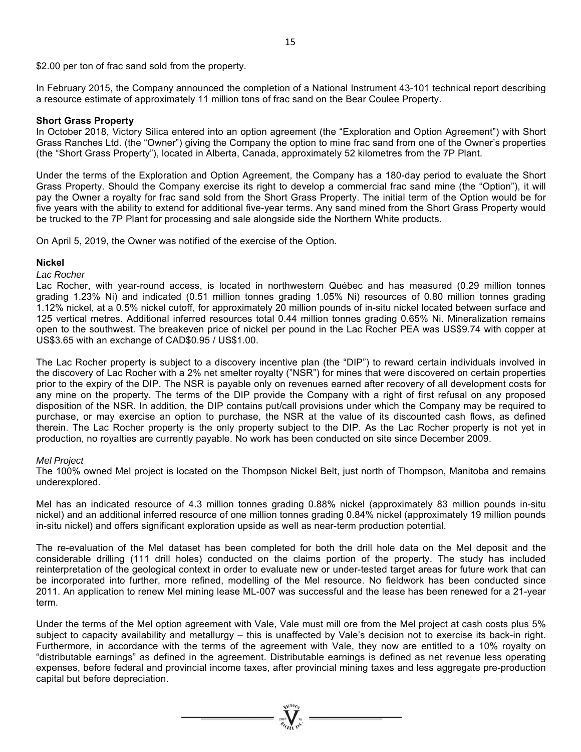$2.00 per ton of frac sand sold from the property.

In February 2015, the Company announced the completion of a National Instrument 43-101 technical report describing a resource estimate of approximately 11 million tons of frac sand on the Bear Coulee Property.

**Short Grass Property**

In October 2018, Victory Silica entered into an option agreement (the "Exploration and Option Agreement") with Short Grass Ranches Ltd. (the "Owner") giving the Company the option to mine frac sand from one of the Owner's properties (the "Short Grass Property"), located in Alberta, Canada, approximately 52 kilometres from the 7P Plant.

Under the terms of the Exploration and Option Agreement, the Company has a 180-day period to evaluate the Short Grass Property. Should the Company exercise its right to develop a commercial frac sand mine (the "Option"), it will pay the Owner a royalty for frac sand sold from the Short Grass Property. The initial term of the Option would be for five years with the ability to extend for additional five-year terms. Any sand mined from the Short Grass Property would be trucked to the 7P Plant for processing and sale alongside side the Northern White products.

On April 5, 2019, the Owner was notified of the exercise of the Option.

**Nickel**

*Lac Rocher*

Lac Rocher, with year-round access, is located in northwestern Québec and has measured (0.29 million tonnes grading 1.23% Ni) and indicated (0.51 million tonnes grading 1.05% Ni) resources of 0.80 million tonnes grading 1.12% nickel, at a 0.5% nickel cutoff, for approximately 20 million pounds of in-situ nickel located between surface and 125 vertical metres. Additional inferred resources total 0.44 million tonnes grading 0.65% Ni. Mineralization remains open to the southwest. The breakeven price of nickel per pound in the Lac Rocher PEA was US$9.74 with copper at US$3.65 with an exchange of CAD$0.95 / US$1.00.

The Lac Rocher property is subject to a discovery incentive plan (the "DIP") to reward certain individuals involved in the discovery of Lac Rocher with a 2% net smelter royalty ("NSR") for mines that were discovered on certain properties prior to the expiry of the DIP. The NSR is payable only on revenues earned after recovery of all development costs for any mine on the property. The terms of the DIP provide the Company with a right of first refusal on any proposed disposition of the NSR. In addition, the DIP contains put/call provisions under which the Company may be required to purchase, or may exercise an option to purchase, the NSR at the value of its discounted cash flows, as defined therein. The Lac Rocher property is the only property subject to the DIP. As the Lac Rocher property is not yet in production, no royalties are currently payable. No work has been conducted on site since December 2009.

*Mel Project*

The 100% owned Mel project is located on the Thompson Nickel Belt, just north of Thompson, Manitoba and remains underexplored.

Mel has an indicated resource of 4.3 million tonnes grading 0.88% nickel (approximately 83 million pounds in-situ nickel) and an additional inferred resource of one million tonnes grading 0.84% nickel (approximately 19 million pounds in-situ nickel) and offers significant exploration upside as well as near-term production potential.

The re-evaluation of the Mel dataset has been completed for both the drill hole data on the Mel deposit and the considerable drilling (111 drill holes) conducted on the claims portion of the property. The study has included reinterpretation of the geological context in order to evaluate new or under-tested target areas for future work that can be incorporated into further, more refined, modelling of the Mel resource. No fieldwork has been conducted since 2011. An application to renew Mel mining lease ML-007 was successful and the lease has been renewed for a 21-year term.

Under the terms of the Mel option agreement with Vale, Vale must mill ore from the Mel project at cash costs plus 5% subject to capacity availability and metallurgy – this is unaffected by Vale's decision not to exercise its back-in right. Furthermore, in accordance with the terms of the agreement with Vale, they now are entitled to a 10% royalty on "distributable earnings" as defined in the agreement. Distributable earnings is defined as net revenue less operating expenses, before federal and provincial income taxes, after provincial mining taxes and less aggregate pre-production capital but before depreciation.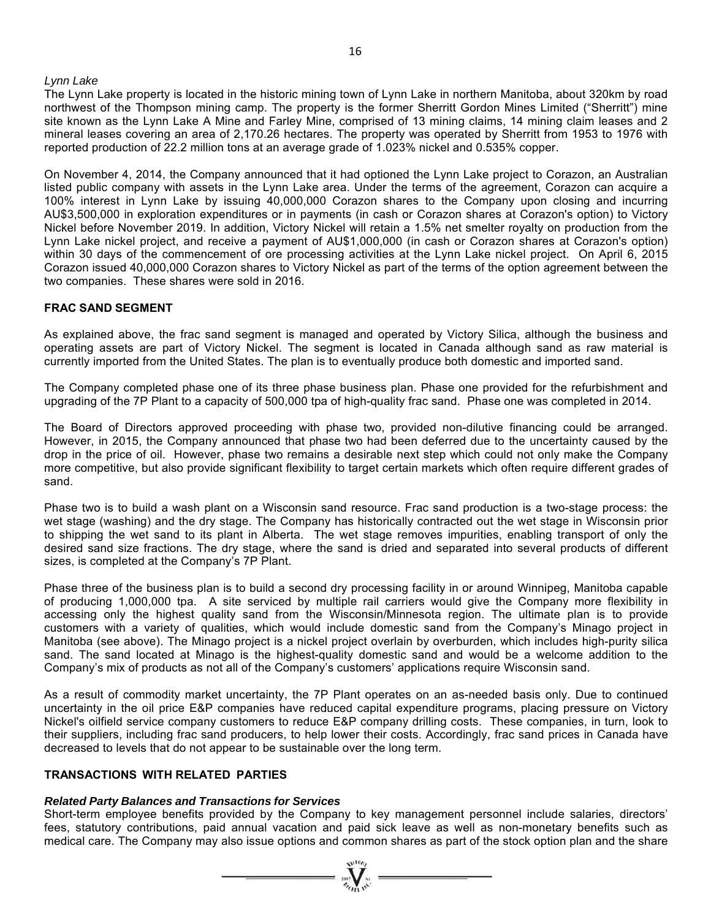*Lynn Lake*

The Lynn Lake property is located in the historic mining town of Lynn Lake in northern Manitoba, about 320km by road northwest of the Thompson mining camp. The property is the former Sherritt Gordon Mines Limited ("Sherritt") mine site known as the Lynn Lake A Mine and Farley Mine, comprised of 13 mining claims, 14 mining claim leases and 2 mineral leases covering an area of 2,170.26 hectares. The property was operated by Sherritt from 1953 to 1976 with reported production of 22.2 million tons at an average grade of 1.023% nickel and 0.535% copper.

On November 4, 2014, the Company announced that it had optioned the Lynn Lake project to Corazon, an Australian listed public company with assets in the Lynn Lake area. Under the terms of the agreement, Corazon can acquire a 100% interest in Lynn Lake by issuing 40,000,000 Corazon shares to the Company upon closing and incurring AU$3,500,000 in exploration expenditures or in payments (in cash or Corazon shares at Corazon's option) to Victory Nickel before November 2019. In addition, Victory Nickel will retain a 1.5% net smelter royalty on production from the Lynn Lake nickel project, and receive a payment of AU$1,000,000 (in cash or Corazon shares at Corazon's option) within 30 days of the commencement of ore processing activities at the Lynn Lake nickel project. On April 6, 2015 Corazon issued 40,000,000 Corazon shares to Victory Nickel as part of the terms of the option agreement between the two companies. These shares were sold in 2016.

## FRAC SAND SEGMENT

As explained above, the frac sand segment is managed and operated by Victory Silica, although the business and operating assets are part of Victory Nickel. The segment is located in Canada although sand as raw material is currently imported from the United States. The plan is to eventually produce both domestic and imported sand.

The Company completed phase one of its three phase business plan. Phase one provided for the refurbishment and upgrading of the 7P Plant to a capacity of 500,000 tpa of high-quality frac sand. Phase one was completed in 2014.

The Board of Directors approved proceeding with phase two, provided non-dilutive financing could be arranged. However, in 2015, the Company announced that phase two had been deferred due to the uncertainty caused by the drop in the price of oil. However, phase two remains a desirable next step which could not only make the Company more competitive, but also provide significant flexibility to target certain markets which often require different grades of sand.

Phase two is to build a wash plant on a Wisconsin sand resource. Frac sand production is a two-stage process: the wet stage (washing) and the dry stage. The Company has historically contracted out the wet stage in Wisconsin prior to shipping the wet sand to its plant in Alberta. The wet stage removes impurities, enabling transport of only the desired sand size fractions. The dry stage, where the sand is dried and separated into several products of different sizes, is completed at the Company's 7P Plant.

Phase three of the business plan is to build a second dry processing facility in or around Winnipeg, Manitoba capable of producing 1,000,000 tpa. A site serviced by multiple rail carriers would give the Company more flexibility in accessing only the highest quality sand from the Wisconsin/Minnesota region. The ultimate plan is to provide customers with a variety of qualities, which would include domestic sand from the Company's Minago project in Manitoba (see above). The Minago project is a nickel project overlain by overburden, which includes high-purity silica sand. The sand located at Minago is the highest-quality domestic sand and would be a welcome addition to the Company's mix of products as not all of the Company's customers' applications require Wisconsin sand.

As a result of commodity market uncertainty, the 7P Plant operates on an as-needed basis only. Due to continued uncertainty in the oil price E&P companies have reduced capital expenditure programs, placing pressure on Victory Nickel's oilfield service company customers to reduce E&P company drilling costs. These companies, in turn, look to their suppliers, including frac sand producers, to help lower their costs. Accordingly, frac sand prices in Canada have decreased to levels that do not appear to be sustainable over the long term.

## TRANSACTIONS WITH RELATED PARTIES

### *Related Party Balances and Transactions for Services*

Short-term employee benefits provided by the Company to key management personnel include salaries, directors' fees, statutory contributions, paid annual vacation and paid sick leave as well as non-monetary benefits such as medical care. The Company may also issue options and common shares as part of the stock option plan and the share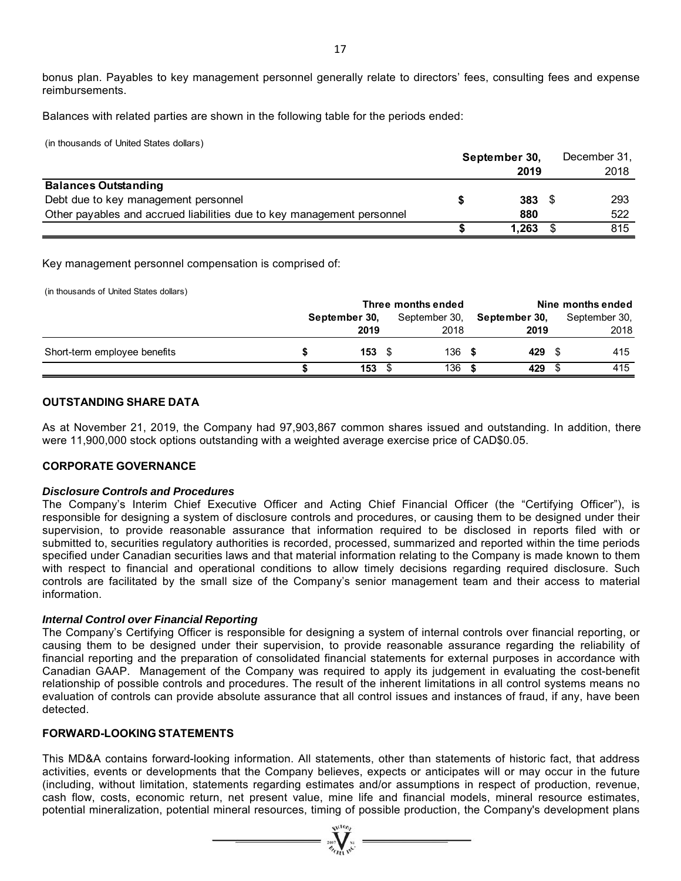bonus plan. Payables to key management personnel generally relate to directors' fees, consulting fees and expense reimbursements.

Balances with related parties are shown in the following table for the periods ended:

(in thousands of United States dollars)

| | September 30, 2019 | December 31, 2018 |
|---|---|---|
| **Balances Outstanding** | | |
| Debt due to key management personnel | **$ 383** | $ 293 |
| Other payables and accrued liabilities due to key management personnel | **880** | 522 |
| | **$ 1,263** | $ 815 |

Key management personnel compensation is comprised of:

(in thousands of United States dollars)

| | Three months ended | | Nine months ended | |
|---|---|---|---|---|
| | **September 30, 2019** | September 30, 2018 | **September 30, 2019** | September 30, 2018 |
| Short-term employee benefits | **$ 153** | $ 136 | **$ 429** | $ 415 |
| | **$ 153** | $ 136 | **$ 429** | $ 415 |

## OUTSTANDING SHARE DATA

As at November 21, 2019, the Company had 97,903,867 common shares issued and outstanding. In addition, there were 11,900,000 stock options outstanding with a weighted average exercise price of CAD$0.05.

## CORPORATE GOVERNANCE

***Disclosure Controls and Procedures***

The Company's Interim Chief Executive Officer and Acting Chief Financial Officer (the "Certifying Officer"), is responsible for designing a system of disclosure controls and procedures, or causing them to be designed under their supervision, to provide reasonable assurance that information required to be disclosed in reports filed with or submitted to, securities regulatory authorities is recorded, processed, summarized and reported within the time periods specified under Canadian securities laws and that material information relating to the Company is made known to them with respect to financial and operational conditions to allow timely decisions regarding required disclosure. Such controls are facilitated by the small size of the Company's senior management team and their access to material information.

***Internal Control over Financial Reporting***

The Company's Certifying Officer is responsible for designing a system of internal controls over financial reporting, or causing them to be designed under their supervision, to provide reasonable assurance regarding the reliability of financial reporting and the preparation of consolidated financial statements for external purposes in accordance with Canadian GAAP. Management of the Company was required to apply its judgement in evaluating the cost-benefit relationship of possible controls and procedures. The result of the inherent limitations in all control systems means no evaluation of controls can provide absolute assurance that all control issues and instances of fraud, if any, have been detected.

## FORWARD-LOOKING STATEMENTS

This MD&A contains forward-looking information. All statements, other than statements of historic fact, that address activities, events or developments that the Company believes, expects or anticipates will or may occur in the future (including, without limitation, statements regarding estimates and/or assumptions in respect of production, revenue, cash flow, costs, economic return, net present value, mine life and financial models, mineral resource estimates, potential mineralization, potential mineral resources, timing of possible production, the Company's development plans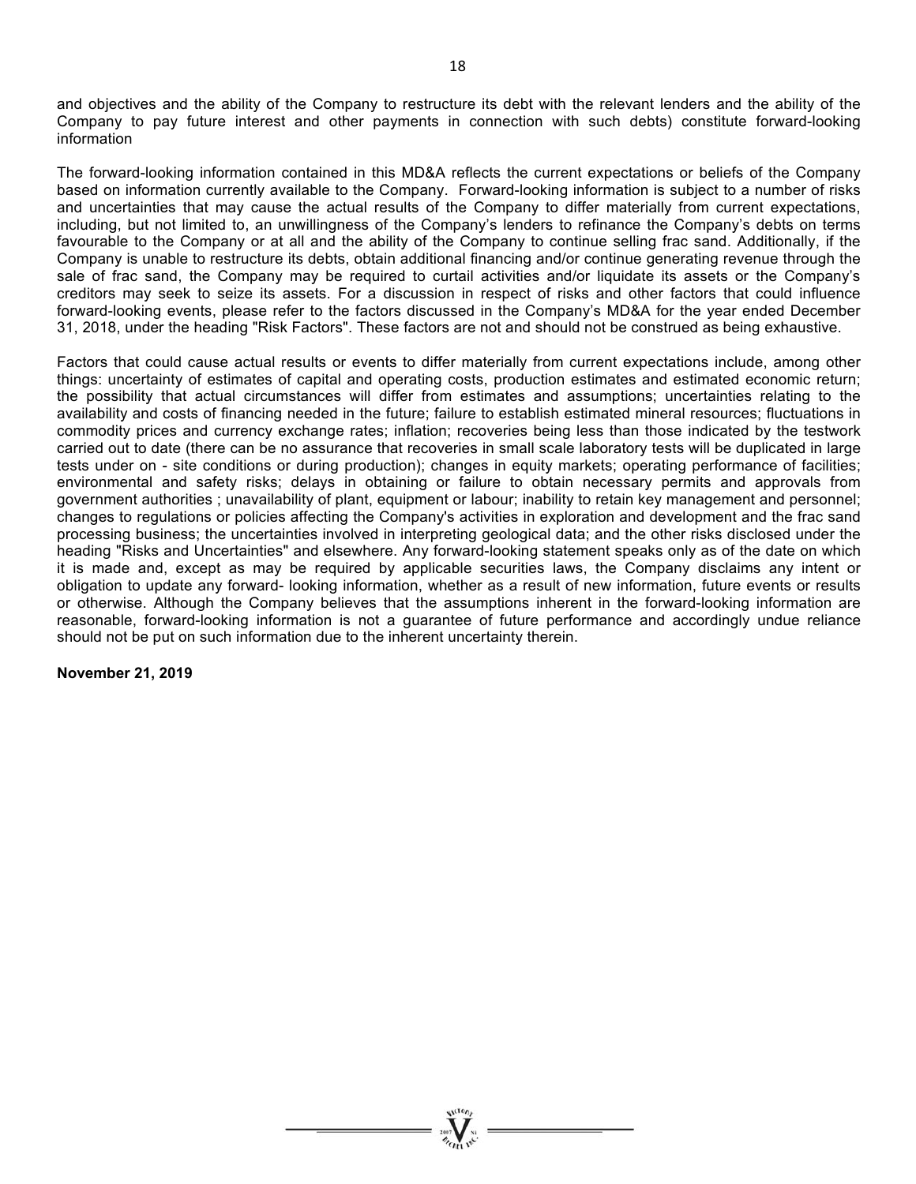and objectives and the ability of the Company to restructure its debt with the relevant lenders and the ability of the Company to pay future interest and other payments in connection with such debts) constitute forward-looking information

The forward-looking information contained in this MD&A reflects the current expectations or beliefs of the Company based on information currently available to the Company. Forward-looking information is subject to a number of risks and uncertainties that may cause the actual results of the Company to differ materially from current expectations, including, but not limited to, an unwillingness of the Company's lenders to refinance the Company's debts on terms favourable to the Company or at all and the ability of the Company to continue selling frac sand. Additionally, if the Company is unable to restructure its debts, obtain additional financing and/or continue generating revenue through the sale of frac sand, the Company may be required to curtail activities and/or liquidate its assets or the Company's creditors may seek to seize its assets. For a discussion in respect of risks and other factors that could influence forward-looking events, please refer to the factors discussed in the Company's MD&A for the year ended December 31, 2018, under the heading "Risk Factors". These factors are not and should not be construed as being exhaustive.

Factors that could cause actual results or events to differ materially from current expectations include, among other things: uncertainty of estimates of capital and operating costs, production estimates and estimated economic return; the possibility that actual circumstances will differ from estimates and assumptions; uncertainties relating to the availability and costs of financing needed in the future; failure to establish estimated mineral resources; fluctuations in commodity prices and currency exchange rates; inflation; recoveries being less than those indicated by the testwork carried out to date (there can be no assurance that recoveries in small scale laboratory tests will be duplicated in large tests under on - site conditions or during production); changes in equity markets; operating performance of facilities; environmental and safety risks; delays in obtaining or failure to obtain necessary permits and approvals from government authorities ; unavailability of plant, equipment or labour; inability to retain key management and personnel; changes to regulations or policies affecting the Company's activities in exploration and development and the frac sand processing business; the uncertainties involved in interpreting geological data; and the other risks disclosed under the heading "Risks and Uncertainties" and elsewhere. Any forward-looking statement speaks only as of the date on which it is made and, except as may be required by applicable securities laws, the Company disclaims any intent or obligation to update any forward- looking information, whether as a result of new information, future events or results or otherwise. Although the Company believes that the assumptions inherent in the forward-looking information are reasonable, forward-looking information is not a guarantee of future performance and accordingly undue reliance should not be put on such information due to the inherent uncertainty therein.

**November 21, 2019**